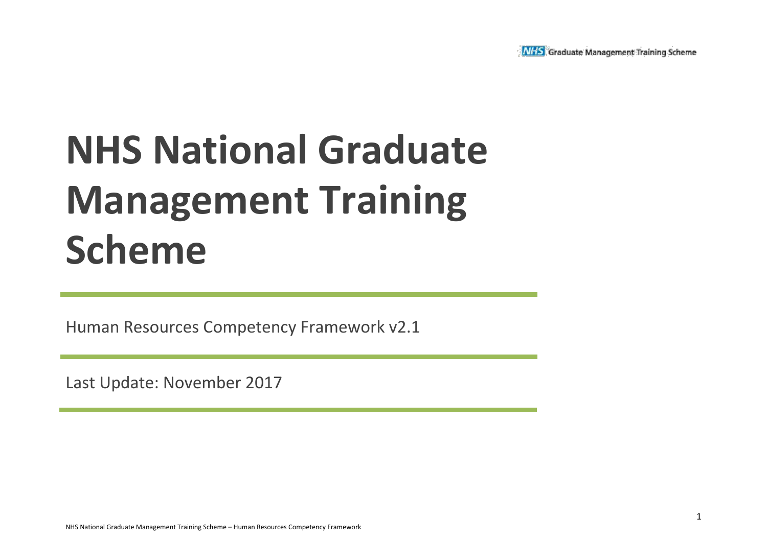# NHS National Graduate Management Training Scheme

Human Resources Competency Framework v2.1

Last Update: November 2017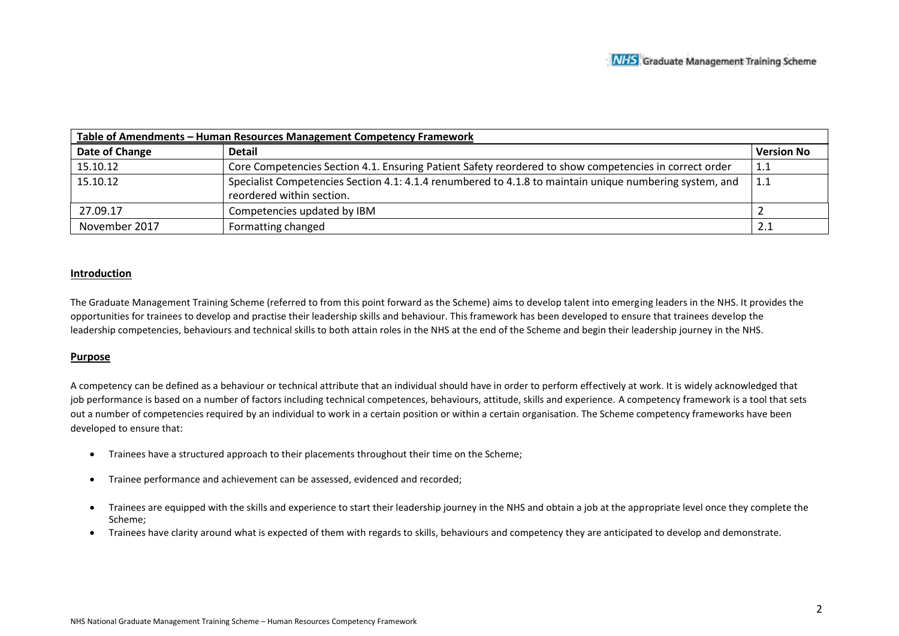| Table of Amendments – Human Resources Management Competency Framework | | |
|---|---|---|
| **Date of Change** | **Detail** | **Version No** |
| 15.10.12 | Core Competencies Section 4.1. Ensuring Patient Safety reordered to show competencies in correct order | 1.1 |
| 15.10.12 | Specialist Competencies Section 4.1: 4.1.4 renumbered to 4.1.8 to maintain unique numbering system, and reordered within section. | 1.1 |
| 27.09.17 | Competencies updated by IBM | 2 |
| November 2017 | Formatting changed | 2.1 |

## Introduction

The Graduate Management Training Scheme (referred to from this point forward as the Scheme) aims to develop talent into emerging leaders in the NHS. It provides the opportunities for trainees to develop and practise their leadership skills and behaviour. This framework has been developed to ensure that trainees develop the leadership competencies, behaviours and technical skills to both attain roles in the NHS at the end of the Scheme and begin their leadership journey in the NHS.

## Purpose

A competency can be defined as a behaviour or technical attribute that an individual should have in order to perform effectively at work. It is widely acknowledged that job performance is based on a number of factors including technical competences, behaviours, attitude, skills and experience. A competency framework is a tool that sets out a number of competencies required by an individual to work in a certain position or within a certain organisation. The Scheme competency frameworks have been developed to ensure that:

- Trainees have a structured approach to their placements throughout their time on the Scheme;
- Trainee performance and achievement can be assessed, evidenced and recorded;
- Trainees are equipped with the skills and experience to start their leadership journey in the NHS and obtain a job at the appropriate level once they complete the Scheme;
- Trainees have clarity around what is expected of them with regards to skills, behaviours and competency they are anticipated to develop and demonstrate.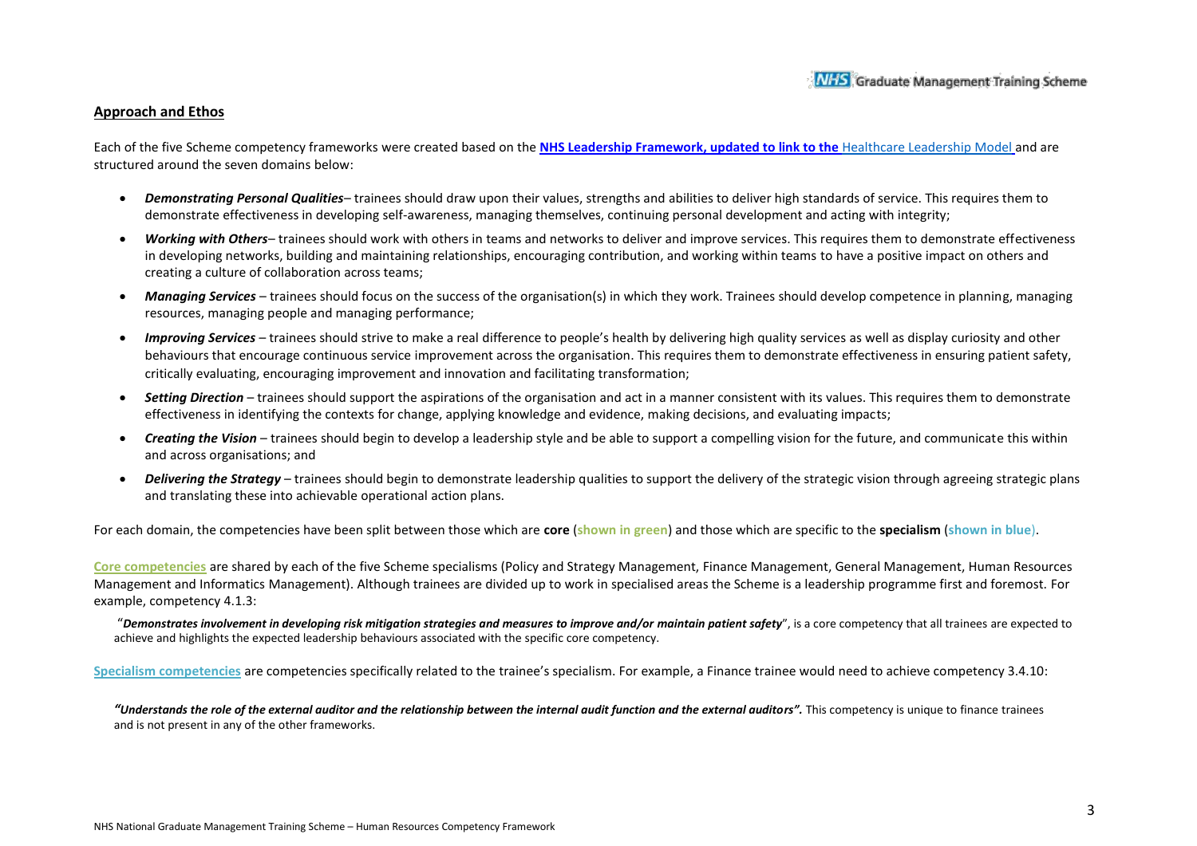## Approach and Ethos

Each of the five Scheme competency frameworks were created based on the **NHS Leadership Framework, updated to link to the** Healthcare Leadership Model and are structured around the seven domains below:

- ***Demonstrating Personal Qualities***– trainees should draw upon their values, strengths and abilities to deliver high standards of service. This requires them to demonstrate effectiveness in developing self-awareness, managing themselves, continuing personal development and acting with integrity;
- ***Working with Others***– trainees should work with others in teams and networks to deliver and improve services. This requires them to demonstrate effectiveness in developing networks, building and maintaining relationships, encouraging contribution, and working within teams to have a positive impact on others and creating a culture of collaboration across teams;
- ***Managing Services*** – trainees should focus on the success of the organisation(s) in which they work. Trainees should develop competence in planning, managing resources, managing people and managing performance;
- ***Improving Services*** – trainees should strive to make a real difference to people's health by delivering high quality services as well as display curiosity and other behaviours that encourage continuous service improvement across the organisation. This requires them to demonstrate effectiveness in ensuring patient safety, critically evaluating, encouraging improvement and innovation and facilitating transformation;
- ***Setting Direction*** – trainees should support the aspirations of the organisation and act in a manner consistent with its values. This requires them to demonstrate effectiveness in identifying the contexts for change, applying knowledge and evidence, making decisions, and evaluating impacts;
- ***Creating the Vision*** – trainees should begin to develop a leadership style and be able to support a compelling vision for the future, and communicate this within and across organisations; and
- ***Delivering the Strategy*** – trainees should begin to demonstrate leadership qualities to support the delivery of the strategic vision through agreeing strategic plans and translating these into achievable operational action plans.

For each domain, the competencies have been split between those which are **core** (**shown in green**) and those which are specific to the **specialism** (**shown in blue**).

**Core competencies** are shared by each of the five Scheme specialisms (Policy and Strategy Management, Finance Management, General Management, Human Resources Management and Informatics Management). Although trainees are divided up to work in specialised areas the Scheme is a leadership programme first and foremost. For example, competency 4.1.3:

"***Demonstrates involvement in developing risk mitigation strategies and measures to improve and/or maintain patient safety***", is a core competency that all trainees are expected to achieve and highlights the expected leadership behaviours associated with the specific core competency.

**Specialism competencies** are competencies specifically related to the trainee's specialism. For example, a Finance trainee would need to achieve competency 3.4.10:

***"Understands the role of the external auditor and the relationship between the internal audit function and the external auditors".*** This competency is unique to finance trainees and is not present in any of the other frameworks.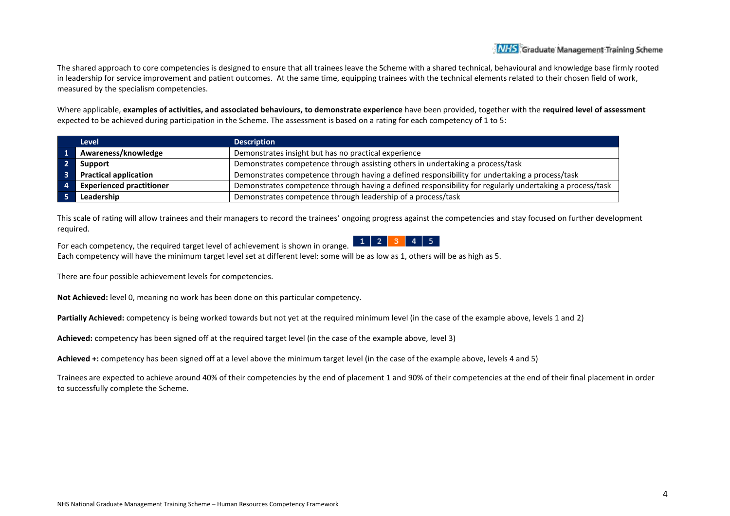The shared approach to core competencies is designed to ensure that all trainees leave the Scheme with a shared technical, behavioural and knowledge base firmly rooted in leadership for service improvement and patient outcomes. At the same time, equipping trainees with the technical elements related to their chosen field of work, measured by the specialism competencies.

Where applicable, **examples of activities, and associated behaviours, to demonstrate experience** have been provided, together with the **required level of assessment** expected to be achieved during participation in the Scheme. The assessment is based on a rating for each competency of 1 to 5:

| | Level | Description |
|---|---|---|
| 1 | **Awareness/knowledge** | Demonstrates insight but has no practical experience |
| 2 | **Support** | Demonstrates competence through assisting others in undertaking a process/task |
| 3 | **Practical application** | Demonstrates competence through having a defined responsibility for undertaking a process/task |
| 4 | **Experienced practitioner** | Demonstrates competence through having a defined responsibility for regularly undertaking a process/task |
| 5 | **Leadership** | Demonstrates competence through leadership of a process/task |

This scale of rating will allow trainees and their managers to record the trainees' ongoing progress against the competencies and stay focused on further development required.

For each competency, the required target level of achievement is shown in orange. | 1 | 2 | 3 | 4 | 5 |

Each competency will have the minimum target level set at different level: some will be as low as 1, others will be as high as 5.

There are four possible achievement levels for competencies.

**Not Achieved:** level 0, meaning no work has been done on this particular competency.

**Partially Achieved:** competency is being worked towards but not yet at the required minimum level (in the case of the example above, levels 1 and 2)

**Achieved:** competency has been signed off at the required target level (in the case of the example above, level 3)

**Achieved +:** competency has been signed off at a level above the minimum target level (in the case of the example above, levels 4 and 5)

Trainees are expected to achieve around 40% of their competencies by the end of placement 1 and 90% of their competencies at the end of their final placement in order to successfully complete the Scheme.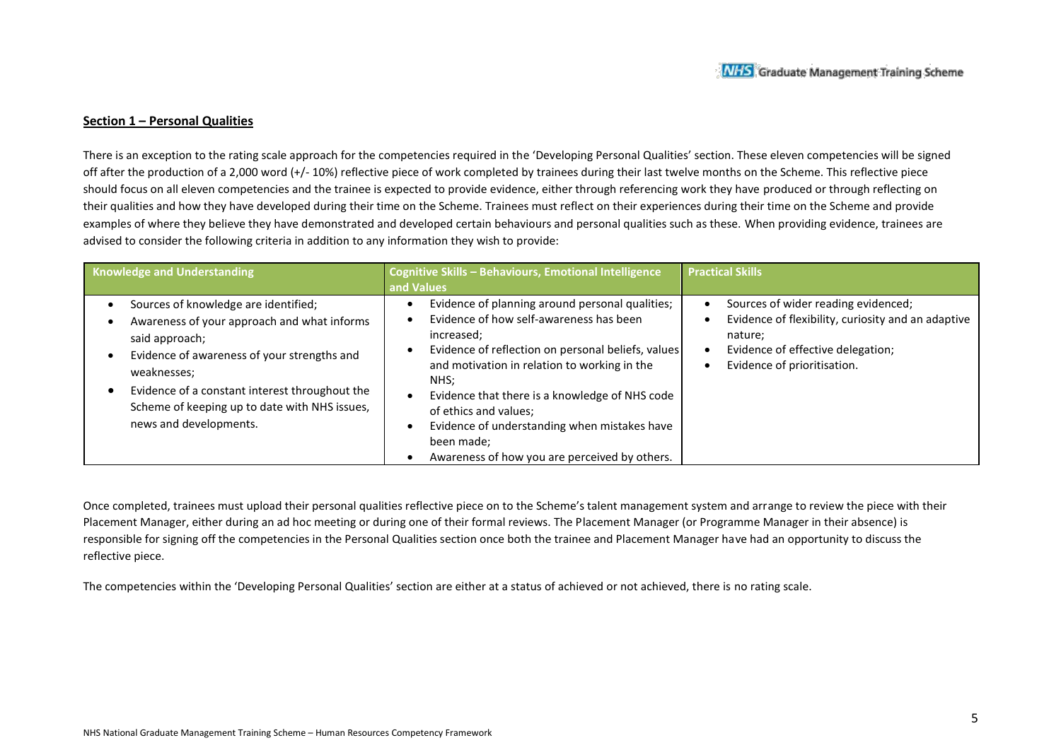## Section 1 – Personal Qualities

There is an exception to the rating scale approach for the competencies required in the 'Developing Personal Qualities' section. These eleven competencies will be signed off after the production of a 2,000 word (+/- 10%) reflective piece of work completed by trainees during their last twelve months on the Scheme. This reflective piece should focus on all eleven competencies and the trainee is expected to provide evidence, either through referencing work they have produced or through reflecting on their qualities and how they have developed during their time on the Scheme. Trainees must reflect on their experiences during their time on the Scheme and provide examples of where they believe they have demonstrated and developed certain behaviours and personal qualities such as these. When providing evidence, trainees are advised to consider the following criteria in addition to any information they wish to provide:

| Knowledge and Understanding | Cognitive Skills – Behaviours, Emotional Intelligence and Values | Practical Skills |
|---|---|---|
| • Sources of knowledge are identified;<br>• Awareness of your approach and what informs said approach;<br>• Evidence of awareness of your strengths and weaknesses;<br>• Evidence of a constant interest throughout the Scheme of keeping up to date with NHS issues, news and developments. | • Evidence of planning around personal qualities;<br>• Evidence of how self-awareness has been increased;<br>• Evidence of reflection on personal beliefs, values and motivation in relation to working in the NHS;<br>• Evidence that there is a knowledge of NHS code of ethics and values;<br>• Evidence of understanding when mistakes have been made;<br>• Awareness of how you are perceived by others. | • Sources of wider reading evidenced;<br>• Evidence of flexibility, curiosity and an adaptive nature;<br>• Evidence of effective delegation;<br>• Evidence of prioritisation. |

Once completed, trainees must upload their personal qualities reflective piece on to the Scheme's talent management system and arrange to review the piece with their Placement Manager, either during an ad hoc meeting or during one of their formal reviews. The Placement Manager (or Programme Manager in their absence) is responsible for signing off the competencies in the Personal Qualities section once both the trainee and Placement Manager have had an opportunity to discuss the reflective piece.

The competencies within the 'Developing Personal Qualities' section are either at a status of achieved or not achieved, there is no rating scale.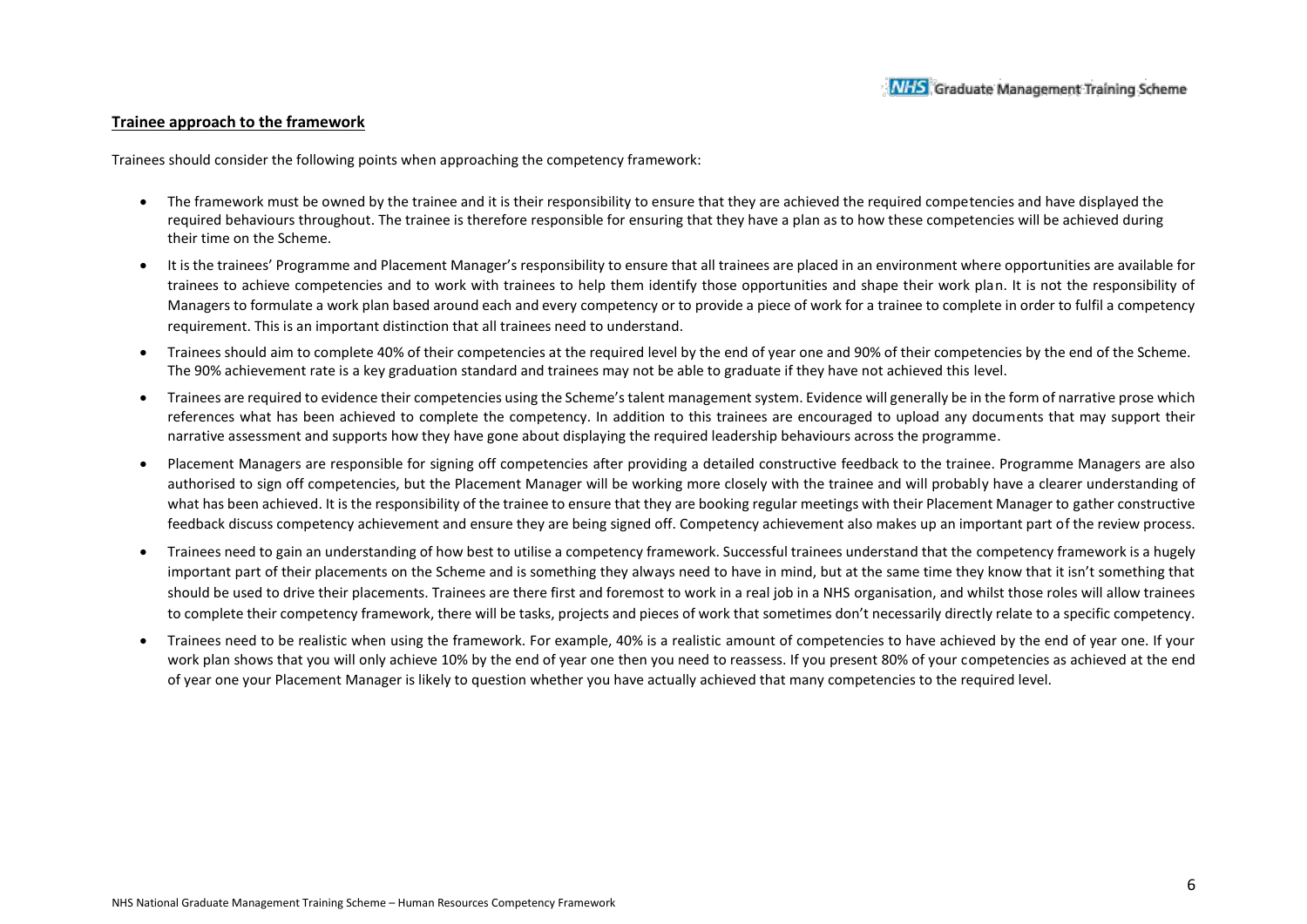## Trainee approach to the framework

Trainees should consider the following points when approaching the competency framework:

- The framework must be owned by the trainee and it is their responsibility to ensure that they are achieved the required competencies and have displayed the required behaviours throughout. The trainee is therefore responsible for ensuring that they have a plan as to how these competencies will be achieved during their time on the Scheme.
- It is the trainees' Programme and Placement Manager's responsibility to ensure that all trainees are placed in an environment where opportunities are available for trainees to achieve competencies and to work with trainees to help them identify those opportunities and shape their work plan. It is not the responsibility of Managers to formulate a work plan based around each and every competency or to provide a piece of work for a trainee to complete in order to fulfil a competency requirement. This is an important distinction that all trainees need to understand.
- Trainees should aim to complete 40% of their competencies at the required level by the end of year one and 90% of their competencies by the end of the Scheme. The 90% achievement rate is a key graduation standard and trainees may not be able to graduate if they have not achieved this level.
- Trainees are required to evidence their competencies using the Scheme's talent management system. Evidence will generally be in the form of narrative prose which references what has been achieved to complete the competency. In addition to this trainees are encouraged to upload any documents that may support their narrative assessment and supports how they have gone about displaying the required leadership behaviours across the programme.
- Placement Managers are responsible for signing off competencies after providing a detailed constructive feedback to the trainee. Programme Managers are also authorised to sign off competencies, but the Placement Manager will be working more closely with the trainee and will probably have a clearer understanding of what has been achieved. It is the responsibility of the trainee to ensure that they are booking regular meetings with their Placement Manager to gather constructive feedback discuss competency achievement and ensure they are being signed off. Competency achievement also makes up an important part of the review process.
- Trainees need to gain an understanding of how best to utilise a competency framework. Successful trainees understand that the competency framework is a hugely important part of their placements on the Scheme and is something they always need to have in mind, but at the same time they know that it isn't something that should be used to drive their placements. Trainees are there first and foremost to work in a real job in a NHS organisation, and whilst those roles will allow trainees to complete their competency framework, there will be tasks, projects and pieces of work that sometimes don't necessarily directly relate to a specific competency.
- Trainees need to be realistic when using the framework. For example, 40% is a realistic amount of competencies to have achieved by the end of year one. If your work plan shows that you will only achieve 10% by the end of year one then you need to reassess. If you present 80% of your competencies as achieved at the end of year one your Placement Manager is likely to question whether you have actually achieved that many competencies to the required level.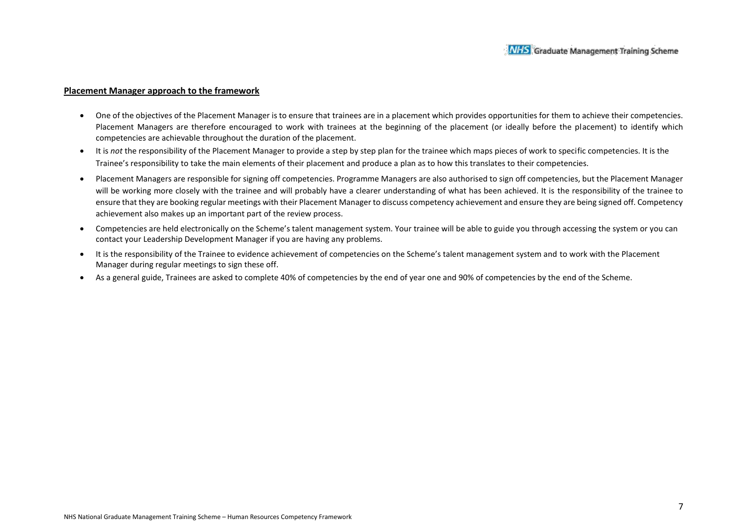**Placement Manager approach to the framework**

- One of the objectives of the Placement Manager is to ensure that trainees are in a placement which provides opportunities for them to achieve their competencies. Placement Managers are therefore encouraged to work with trainees at the beginning of the placement (or ideally before the placement) to identify which competencies are achievable throughout the duration of the placement.
- It is *not* the responsibility of the Placement Manager to provide a step by step plan for the trainee which maps pieces of work to specific competencies. It is the Trainee's responsibility to take the main elements of their placement and produce a plan as to how this translates to their competencies.
- Placement Managers are responsible for signing off competencies. Programme Managers are also authorised to sign off competencies, but the Placement Manager will be working more closely with the trainee and will probably have a clearer understanding of what has been achieved. It is the responsibility of the trainee to ensure that they are booking regular meetings with their Placement Manager to discuss competency achievement and ensure they are being signed off. Competency achievement also makes up an important part of the review process.
- Competencies are held electronically on the Scheme's talent management system. Your trainee will be able to guide you through accessing the system or you can contact your Leadership Development Manager if you are having any problems.
- It is the responsibility of the Trainee to evidence achievement of competencies on the Scheme's talent management system and to work with the Placement Manager during regular meetings to sign these off.
- As a general guide, Trainees are asked to complete 40% of competencies by the end of year one and 90% of competencies by the end of the Scheme.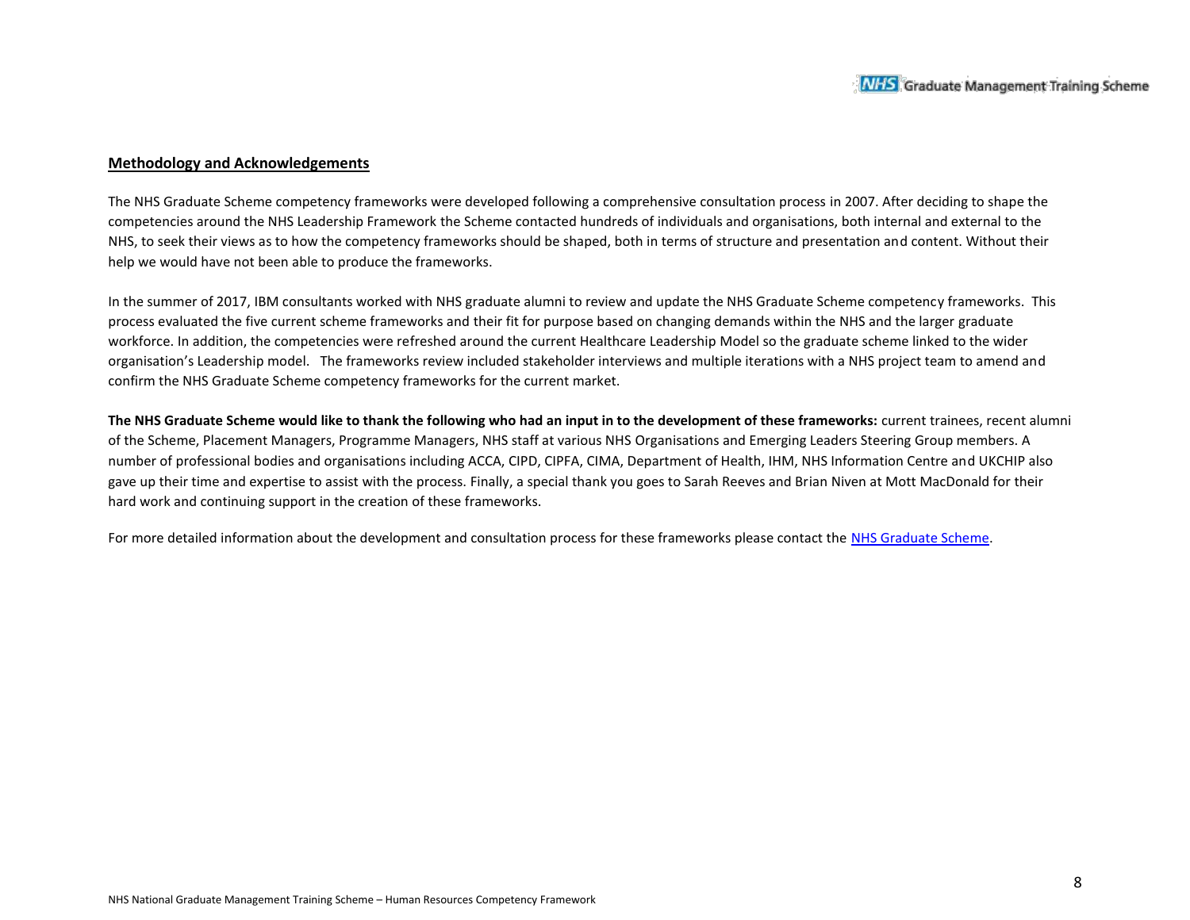## Methodology and Acknowledgements

The NHS Graduate Scheme competency frameworks were developed following a comprehensive consultation process in 2007. After deciding to shape the competencies around the NHS Leadership Framework the Scheme contacted hundreds of individuals and organisations, both internal and external to the NHS, to seek their views as to how the competency frameworks should be shaped, both in terms of structure and presentation and content. Without their help we would have not been able to produce the frameworks.

In the summer of 2017, IBM consultants worked with NHS graduate alumni to review and update the NHS Graduate Scheme competency frameworks. This process evaluated the five current scheme frameworks and their fit for purpose based on changing demands within the NHS and the larger graduate workforce. In addition, the competencies were refreshed around the current Healthcare Leadership Model so the graduate scheme linked to the wider organisation's Leadership model. The frameworks review included stakeholder interviews and multiple iterations with a NHS project team to amend and confirm the NHS Graduate Scheme competency frameworks for the current market.

**The NHS Graduate Scheme would like to thank the following who had an input in to the development of these frameworks:** current trainees, recent alumni of the Scheme, Placement Managers, Programme Managers, NHS staff at various NHS Organisations and Emerging Leaders Steering Group members. A number of professional bodies and organisations including ACCA, CIPD, CIPFA, CIMA, Department of Health, IHM, NHS Information Centre and UKCHIP also gave up their time and expertise to assist with the process. Finally, a special thank you goes to Sarah Reeves and Brian Niven at Mott MacDonald for their hard work and continuing support in the creation of these frameworks.

For more detailed information about the development and consultation process for these frameworks please contact the [NHS Graduate Scheme](#).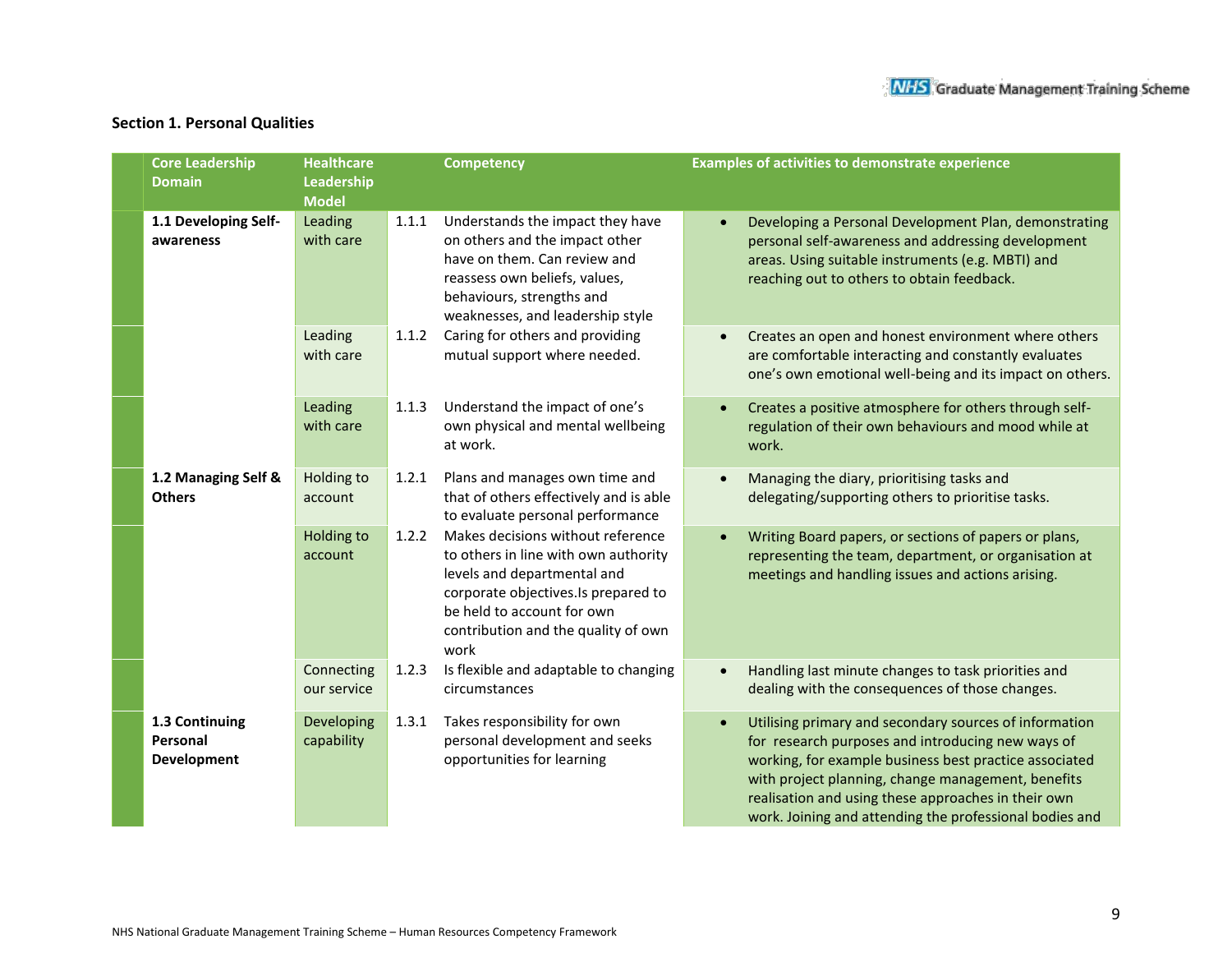## Section 1. Personal Qualities

| Core Leadership Domain | Healthcare Leadership Model | | Competency | Examples of activities to demonstrate experience |
|---|---|---|---|---|
| **1.1 Developing Self-awareness** | Leading with care | 1.1.1 | Understands the impact they have on others and the impact other have on them. Can review and reassess own beliefs, values, behaviours, strengths and weaknesses, and leadership style | • Developing a Personal Development Plan, demonstrating personal self-awareness and addressing development areas. Using suitable instruments (e.g. MBTI) and reaching out to others to obtain feedback. |
| | Leading with care | 1.1.2 | Caring for others and providing mutual support where needed. | • Creates an open and honest environment where others are comfortable interacting and constantly evaluates one's own emotional well-being and its impact on others. |
| | Leading with care | 1.1.3 | Understand the impact of one's own physical and mental wellbeing at work. | • Creates a positive atmosphere for others through self-regulation of their own behaviours and mood while at work. |
| **1.2 Managing Self & Others** | Holding to account | 1.2.1 | Plans and manages own time and that of others effectively and is able to evaluate personal performance | • Managing the diary, prioritising tasks and delegating/supporting others to prioritise tasks. |
| | Holding to account | 1.2.2 | Makes decisions without reference to others in line with own authority levels and departmental and corporate objectives.Is prepared to be held to account for own contribution and the quality of own work | • Writing Board papers, or sections of papers or plans, representing the team, department, or organisation at meetings and handling issues and actions arising. |
| | Connecting our service | 1.2.3 | Is flexible and adaptable to changing circumstances | • Handling last minute changes to task priorities and dealing with the consequences of those changes. |
| **1.3 Continuing Personal Development** | Developing capability | 1.3.1 | Takes responsibility for own personal development and seeks opportunities for learning | • Utilising primary and secondary sources of information for research purposes and introducing new ways of working, for example business best practice associated with project planning, change management, benefits realisation and using these approaches in their own work. Joining and attending the professional bodies and |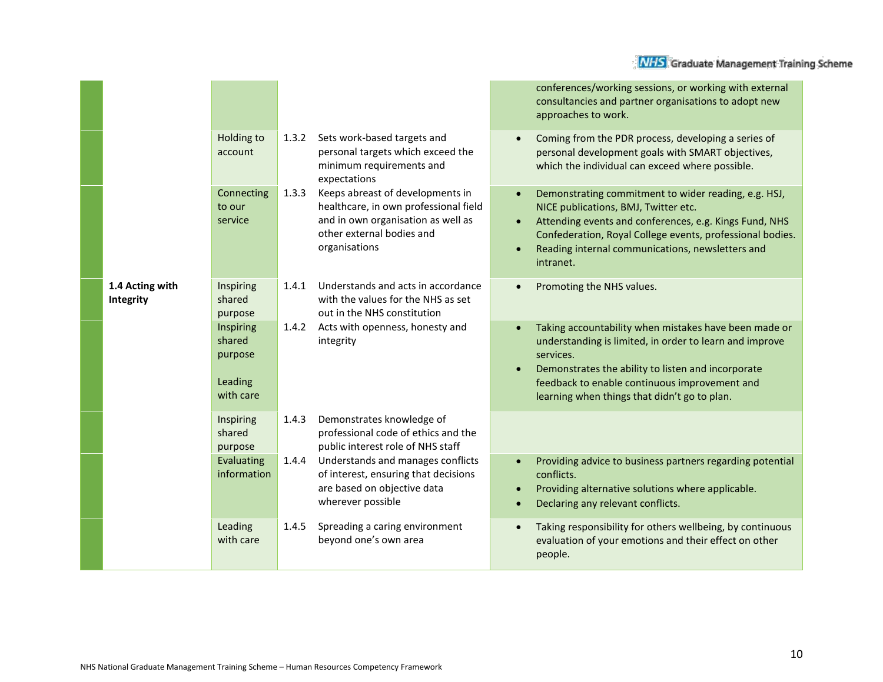| | | | | |
|---|---|---|---|---|
| | | | | conferences/working sessions, or working with external consultancies and partner organisations to adopt new approaches to work. |
| | Holding to account | 1.3.2 | Sets work-based targets and personal targets which exceed the minimum requirements and expectations | • Coming from the PDR process, developing a series of personal development goals with SMART objectives, which the individual can exceed where possible. |
| | Connecting to our service | 1.3.3 | Keeps abreast of developments in healthcare, in own professional field and in own organisation as well as other external bodies and organisations | • Demonstrating commitment to wider reading, e.g. HSJ, NICE publications, BMJ, Twitter etc.<br>• Attending events and conferences, e.g. Kings Fund, NHS Confederation, Royal College events, professional bodies.<br>• Reading internal communications, newsletters and intranet. |
| **1.4 Acting with Integrity** | Inspiring shared purpose | 1.4.1 | Understands and acts in accordance with the values for the NHS as set out in the NHS constitution | • Promoting the NHS values. |
| | Inspiring shared purpose<br><br>Leading with care | 1.4.2 | Acts with openness, honesty and integrity | • Taking accountability when mistakes have been made or understanding is limited, in order to learn and improve services.<br>• Demonstrates the ability to listen and incorporate feedback to enable continuous improvement and learning when things that didn't go to plan. |
| | Inspiring shared purpose | 1.4.3 | Demonstrates knowledge of professional code of ethics and the public interest role of NHS staff | |
| | Evaluating information | 1.4.4 | Understands and manages conflicts of interest, ensuring that decisions are based on objective data wherever possible | • Providing advice to business partners regarding potential conflicts.<br>• Providing alternative solutions where applicable.<br>• Declaring any relevant conflicts. |
| | Leading with care | 1.4.5 | Spreading a caring environment beyond one's own area | • Taking responsibility for others wellbeing, by continuous evaluation of your emotions and their effect on other people. |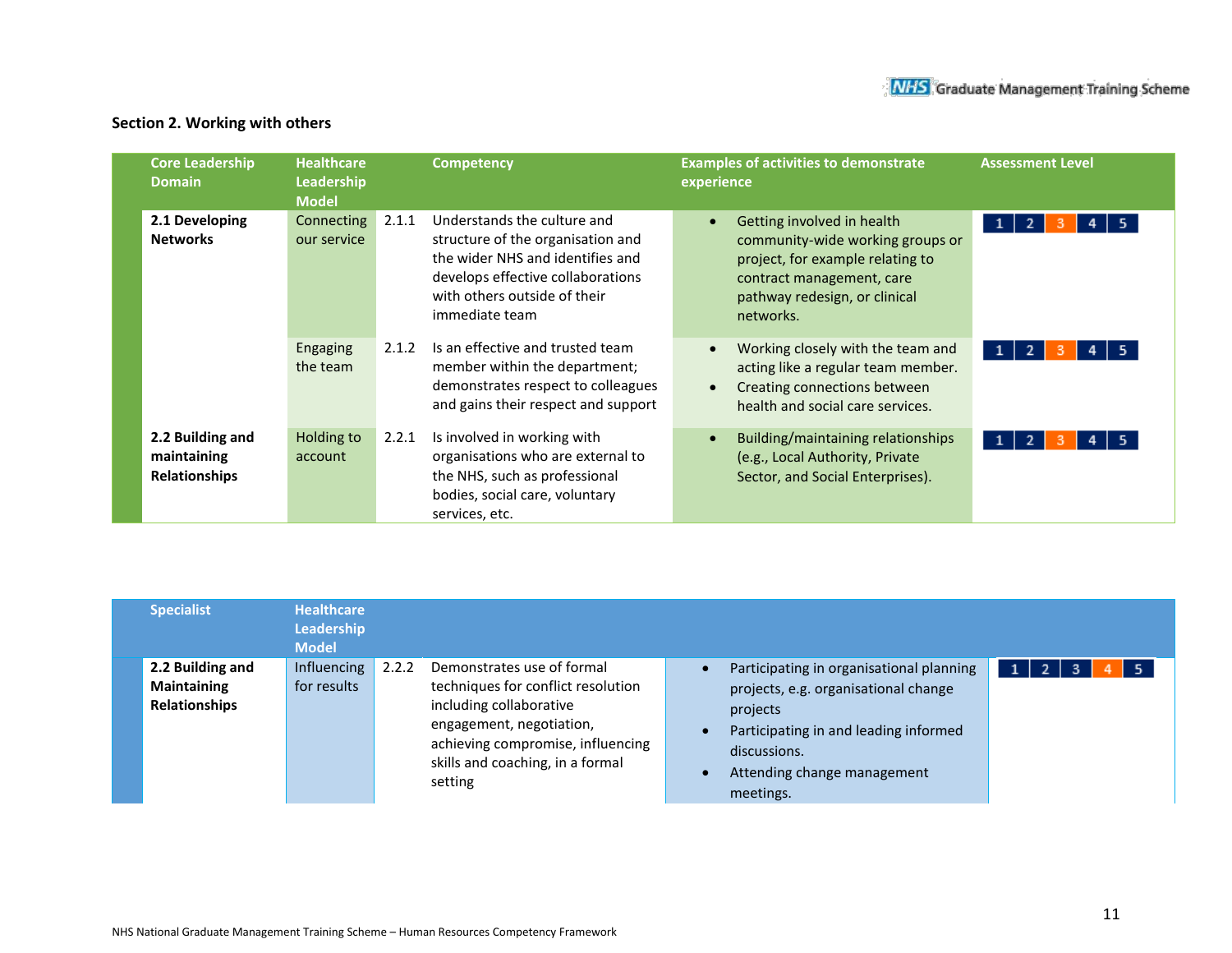## Section 2. Working with others

| Core Leadership Domain | Healthcare Leadership Model | | Competency | Examples of activities to demonstrate experience | Assessment Level |
|---|---|---|---|---|---|
| **2.1 Developing Networks** | Connecting our service | 2.1.1 | Understands the culture and structure of the organisation and the wider NHS and identifies and develops effective collaborations with others outside of their immediate team | • Getting involved in health community-wide working groups or project, for example relating to contract management, care pathway redesign, or clinical networks. | 1 2 **3** 4 5 |
| | Engaging the team | 2.1.2 | Is an effective and trusted team member within the department; demonstrates respect to colleagues and gains their respect and support | • Working closely with the team and acting like a regular team member.<br>• Creating connections between health and social care services. | 1 2 **3** 4 5 |
| **2.2 Building and maintaining Relationships** | Holding to account | 2.2.1 | Is involved in working with organisations who are external to the NHS, such as professional bodies, social care, voluntary services, etc. | • Building/maintaining relationships (e.g., Local Authority, Private Sector, and Social Enterprises). | 1 2 **3** 4 5 |

| Specialist | Healthcare Leadership Model | | | | |
|---|---|---|---|---|---|
| **2.2 Building and Maintaining Relationships** | Influencing for results | 2.2.2 | Demonstrates use of formal techniques for conflict resolution including collaborative engagement, negotiation, achieving compromise, influencing skills and coaching, in a formal setting | • Participating in organisational planning projects, e.g. organisational change projects<br>• Participating in and leading informed discussions.<br>• Attending change management meetings. | 1 2 3 **4** 5 |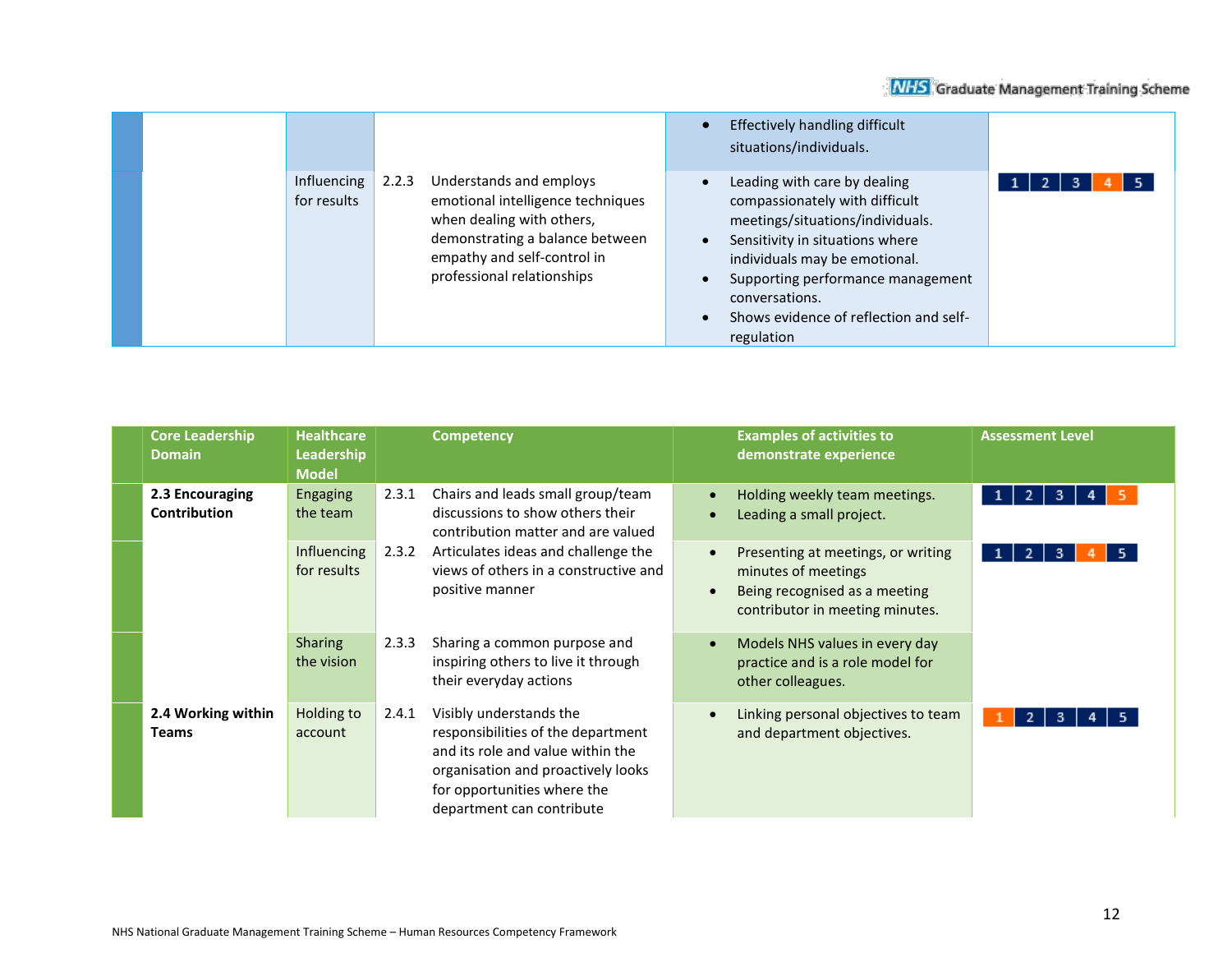| | | | | |
|---|---|---|---|---|
| | | | • Effectively handling difficult situations/individuals. | |
| | Influencing for results | 2.2.3 Understands and employs emotional intelligence techniques when dealing with others, demonstrating a balance between empathy and self-control in professional relationships | • Leading with care by dealing compassionately with difficult meetings/situations/individuals.<br>• Sensitivity in situations where individuals may be emotional.<br>• Supporting performance management conversations.<br>• Shows evidence of reflection and self-regulation | 1 2 3 **4** 5 |

| Core Leadership Domain | Healthcare Leadership Model | Competency | Examples of activities to demonstrate experience | Assessment Level |
|---|---|---|---|---|
| **2.3 Encouraging Contribution** | Engaging the team | 2.3.1 Chairs and leads small group/team discussions to show others their contribution matter and are valued | • Holding weekly team meetings.<br>• Leading a small project. | 1 2 3 4 **5** |
| | Influencing for results | 2.3.2 Articulates ideas and challenge the views of others in a constructive and positive manner | • Presenting at meetings, or writing minutes of meetings<br>• Being recognised as a meeting contributor in meeting minutes. | 1 2 3 **4** 5 |
| | Sharing the vision | 2.3.3 Sharing a common purpose and inspiring others to live it through their everyday actions | • Models NHS values in every day practice and is a role model for other colleagues. | |
| **2.4 Working within Teams** | Holding to account | 2.4.1 Visibly understands the responsibilities of the department and its role and value within the organisation and proactively looks for opportunities where the department can contribute | • Linking personal objectives to team and department objectives. | **1** 2 3 4 5 |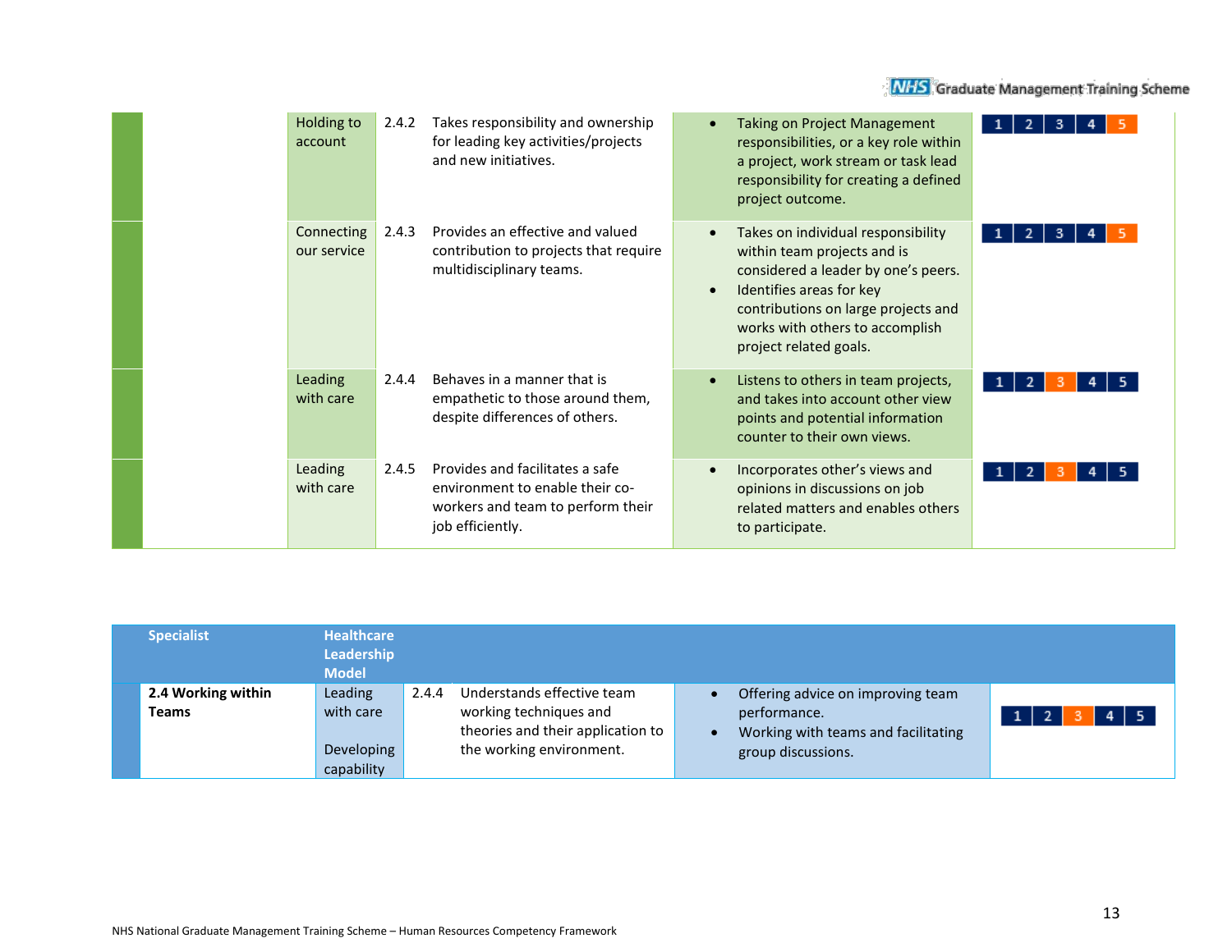| | | | | | |
|---|---|---|---|---|---|
| | Holding to account | 2.4.2 | Takes responsibility and ownership for leading key activities/projects and new initiatives. | • Taking on Project Management responsibilities, or a key role within a project, work stream or task lead responsibility for creating a defined project outcome. | 1 2 3 4 **5** |
| | Connecting our service | 2.4.3 | Provides an effective and valued contribution to projects that require multidisciplinary teams. | • Takes on individual responsibility within team projects and is considered a leader by one's peers.<br>• Identifies areas for key contributions on large projects and works with others to accomplish project related goals. | 1 2 3 4 **5** |
| | Leading with care | 2.4.4 | Behaves in a manner that is empathetic to those around them, despite differences of others. | • Listens to others in team projects, and takes into account other view points and potential information counter to their own views. | 1 2 **3** 4 5 |
| | Leading with care | 2.4.5 | Provides and facilitates a safe environment to enable their co-workers and team to perform their job efficiently. | • Incorporates other's views and opinions in discussions on job related matters and enables others to participate. | 1 2 **3** 4 5 |

| Specialist | Healthcare Leadership Model | | | | |
|---|---|---|---|---|---|
| **2.4 Working within Teams** | Leading with care<br><br>Developing capability | 2.4.4 | Understands effective team working techniques and theories and their application to the working environment. | • Offering advice on improving team performance.<br>• Working with teams and facilitating group discussions. | 1 2 **3** 4 5 |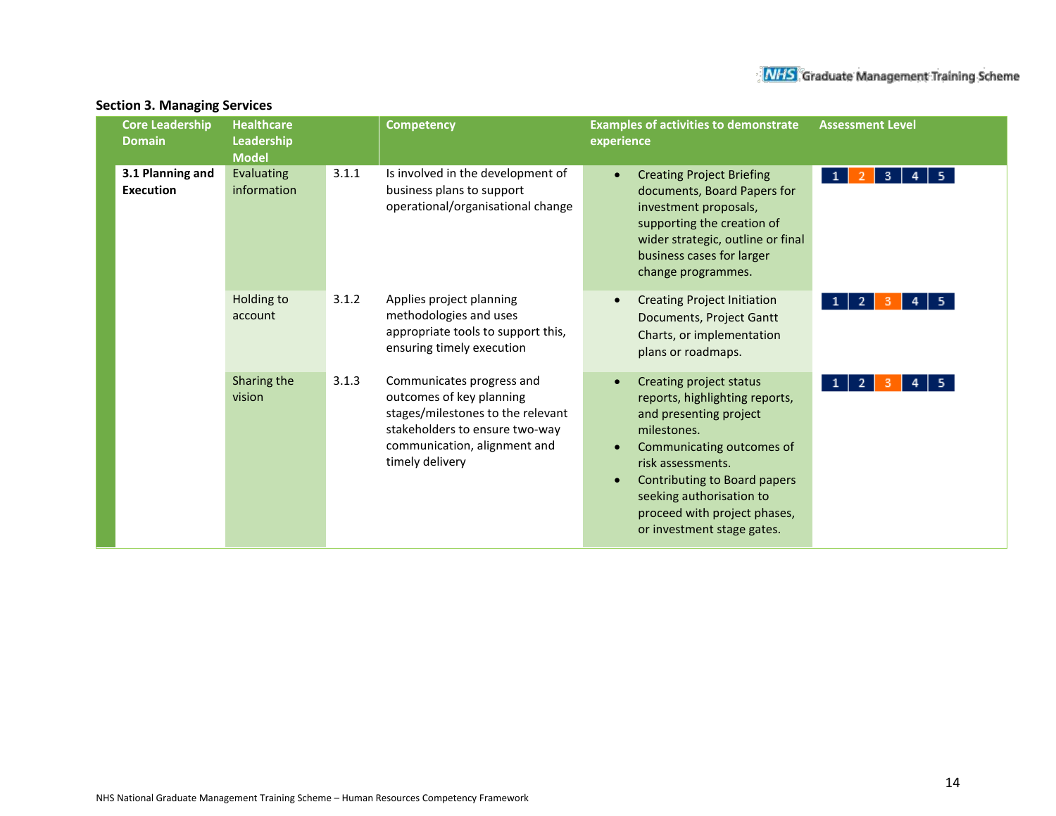## Section 3. Managing Services

| Core Leadership Domain | Healthcare Leadership Model | | Competency | Examples of activities to demonstrate experience | Assessment Level |
|---|---|---|---|---|---|
| **3.1 Planning and Execution** | Evaluating information | 3.1.1 | Is involved in the development of business plans to support operational/organisational change | • Creating Project Briefing documents, Board Papers for investment proposals, supporting the creation of wider strategic, outline or final business cases for larger change programmes. | 1 **2** 3 4 5 |
| | Holding to account | 3.1.2 | Applies project planning methodologies and uses appropriate tools to support this, ensuring timely execution | • Creating Project Initiation Documents, Project Gantt Charts, or implementation plans or roadmaps. | 1 2 **3** 4 5 |
| | Sharing the vision | 3.1.3 | Communicates progress and outcomes of key planning stages/milestones to the relevant stakeholders to ensure two-way communication, alignment and timely delivery | • Creating project status reports, highlighting reports, and presenting project milestones. <br> • Communicating outcomes of risk assessments. <br> • Contributing to Board papers seeking authorisation to proceed with project phases, or investment stage gates. | 1 2 **3** 4 5 |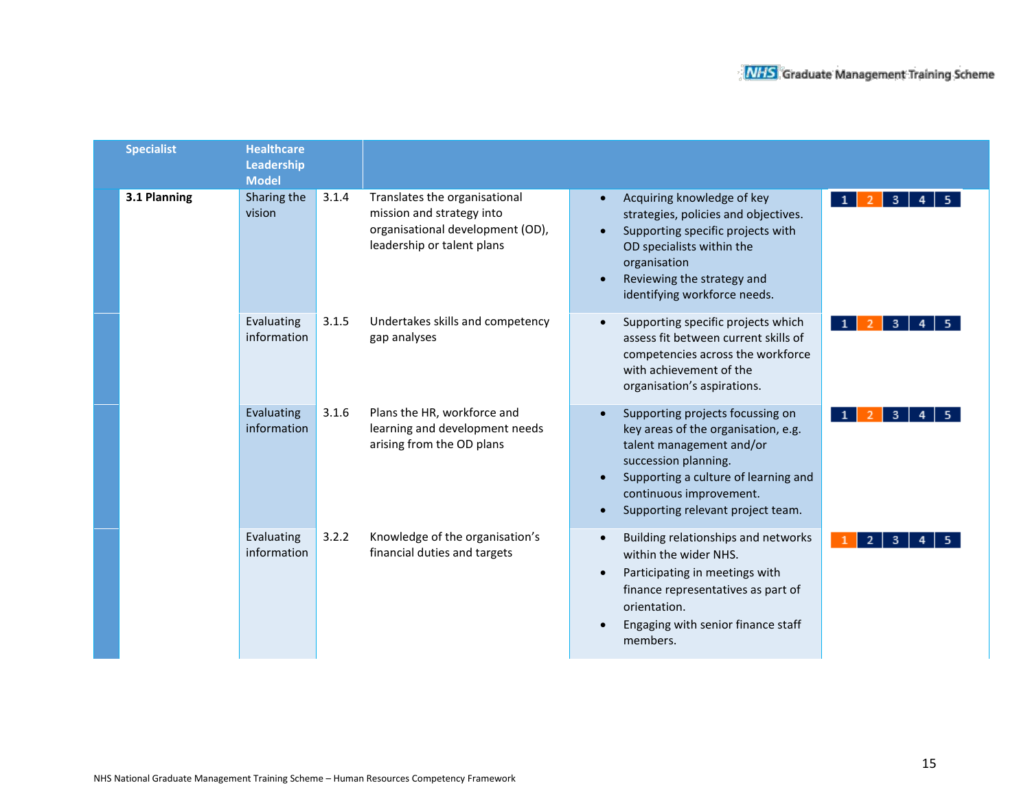| Specialist | Healthcare Leadership Model | | | | |
|---|---|---|---|---|---|
| **3.1 Planning** | Sharing the vision | 3.1.4 | Translates the organisational mission and strategy into organisational development (OD), leadership or talent plans | • Acquiring knowledge of key strategies, policies and objectives.<br>• Supporting specific projects with OD specialists within the organisation<br>• Reviewing the strategy and identifying workforce needs. | 1 **2** 3 4 5 |
| | Evaluating information | 3.1.5 | Undertakes skills and competency gap analyses | • Supporting specific projects which assess fit between current skills of competencies across the workforce with achievement of the organisation's aspirations. | 1 **2** 3 4 5 |
| | Evaluating information | 3.1.6 | Plans the HR, workforce and learning and development needs arising from the OD plans | • Supporting projects focussing on key areas of the organisation, e.g. talent management and/or succession planning.<br>• Supporting a culture of learning and continuous improvement.<br>• Supporting relevant project team. | 1 **2** 3 4 5 |
| | Evaluating information | 3.2.2 | Knowledge of the organisation's financial duties and targets | • Building relationships and networks within the wider NHS.<br>• Participating in meetings with finance representatives as part of orientation.<br>• Engaging with senior finance staff members. | **1** 2 3 4 5 |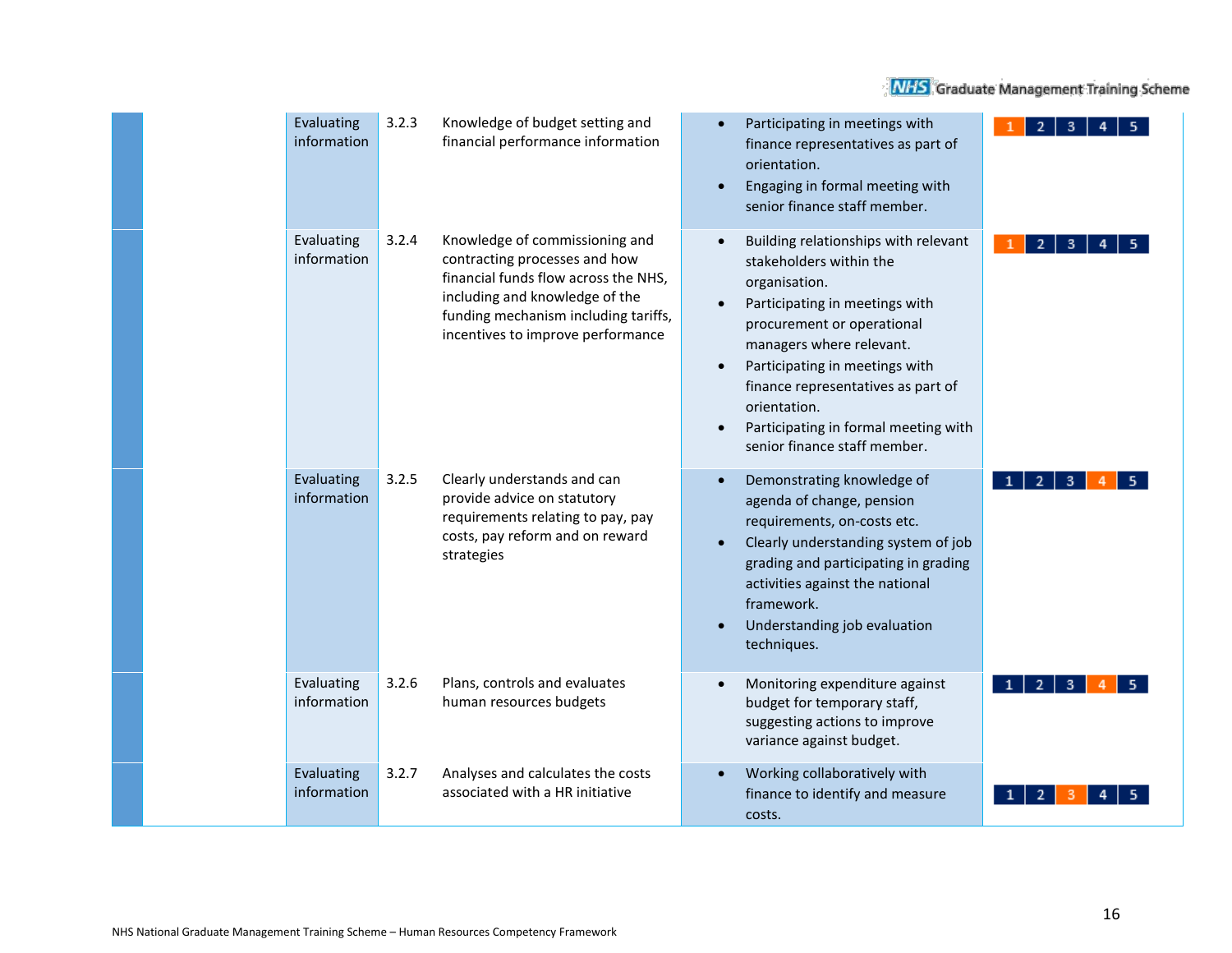| | | | | | |
|---|---|---|---|---|---|
| | Evaluating information | 3.2.3 | Knowledge of budget setting and financial performance information | • Participating in meetings with finance representatives as part of orientation.<br>• Engaging in formal meeting with senior finance staff member. | **1** 2 3 4 5 |
| | Evaluating information | 3.2.4 | Knowledge of commissioning and contracting processes and how financial funds flow across the NHS, including and knowledge of the funding mechanism including tariffs, incentives to improve performance | • Building relationships with relevant stakeholders within the organisation.<br>• Participating in meetings with procurement or operational managers where relevant.<br>• Participating in meetings with finance representatives as part of orientation.<br>• Participating in formal meeting with senior finance staff member. | **1** 2 3 4 5 |
| | Evaluating information | 3.2.5 | Clearly understands and can provide advice on statutory requirements relating to pay, pay costs, pay reform and on reward strategies | • Demonstrating knowledge of agenda of change, pension requirements, on-costs etc.<br>• Clearly understanding system of job grading and participating in grading activities against the national framework.<br>• Understanding job evaluation techniques. | 1 2 3 **4** 5 |
| | Evaluating information | 3.2.6 | Plans, controls and evaluates human resources budgets | • Monitoring expenditure against budget for temporary staff, suggesting actions to improve variance against budget. | 1 2 3 **4** 5 |
| | Evaluating information | 3.2.7 | Analyses and calculates the costs associated with a HR initiative | • Working collaboratively with finance to identify and measure costs. | 1 2 **3** 4 5 |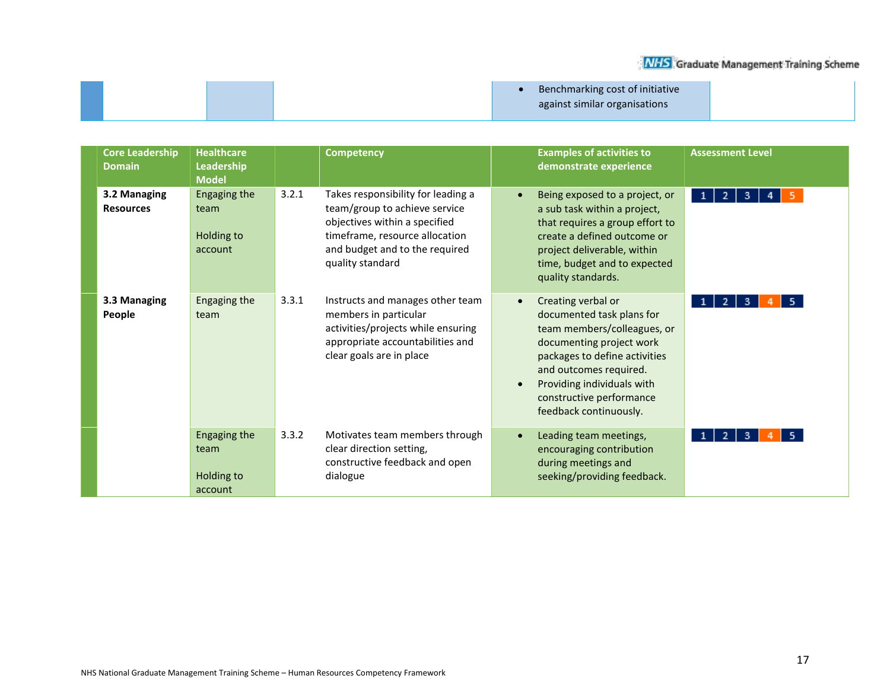| | | | | |
|---|---|---|---|---|
| | | | • Benchmarking cost of initiative against similar organisations | |

| Core Leadership Domain | Healthcare Leadership Model | | Competency | Examples of activities to demonstrate experience | Assessment Level |
|---|---|---|---|---|---|
| **3.2 Managing Resources** | Engaging the team<br><br>Holding to account | 3.2.1 | Takes responsibility for leading a team/group to achieve service objectives within a specified timeframe, resource allocation and budget and to the required quality standard | • Being exposed to a project, or a sub task within a project, that requires a group effort to create a defined outcome or project deliverable, within time, budget and to expected quality standards. | 1 2 3 4 **5** |
| **3.3 Managing People** | Engaging the team | 3.3.1 | Instructs and manages other team members in particular activities/projects while ensuring appropriate accountabilities and clear goals are in place | • Creating verbal or documented task plans for team members/colleagues, or documenting project work packages to define activities and outcomes required.<br>• Providing individuals with constructive performance feedback continuously. | 1 2 3 **4** 5 |
| | Engaging the team<br><br>Holding to account | 3.3.2 | Motivates team members through clear direction setting, constructive feedback and open dialogue | • Leading team meetings, encouraging contribution during meetings and seeking/providing feedback. | 1 2 3 **4** 5 |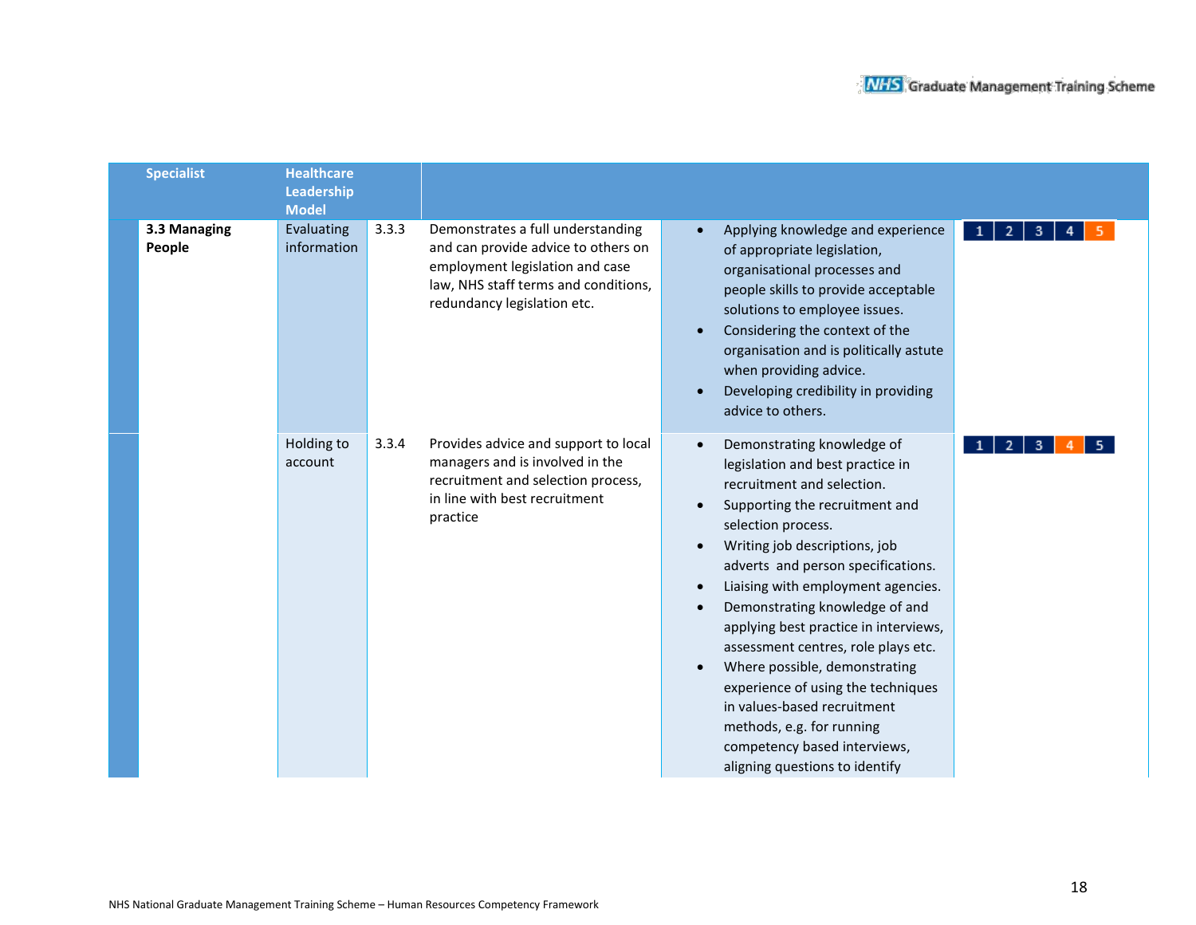| Specialist | Healthcare Leadership Model | | | | |
|---|---|---|---|---|---|
| **3.3 Managing People** | Evaluating information | 3.3.3 | Demonstrates a full understanding and can provide advice to others on employment legislation and case law, NHS staff terms and conditions, redundancy legislation etc. | • Applying knowledge and experience of appropriate legislation, organisational processes and people skills to provide acceptable solutions to employee issues.<br>• Considering the context of the organisation and is politically astute when providing advice.<br>• Developing credibility in providing advice to others. | 1 2 3 4 **5** |
| | Holding to account | 3.3.4 | Provides advice and support to local managers and is involved in the recruitment and selection process, in line with best recruitment practice | • Demonstrating knowledge of legislation and best practice in recruitment and selection.<br>• Supporting the recruitment and selection process.<br>• Writing job descriptions, job adverts and person specifications.<br>• Liaising with employment agencies.<br>• Demonstrating knowledge of and applying best practice in interviews, assessment centres, role plays etc.<br>• Where possible, demonstrating experience of using the techniques in values-based recruitment methods, e.g. for running competency based interviews, aligning questions to identify | 1 2 3 **4** 5 |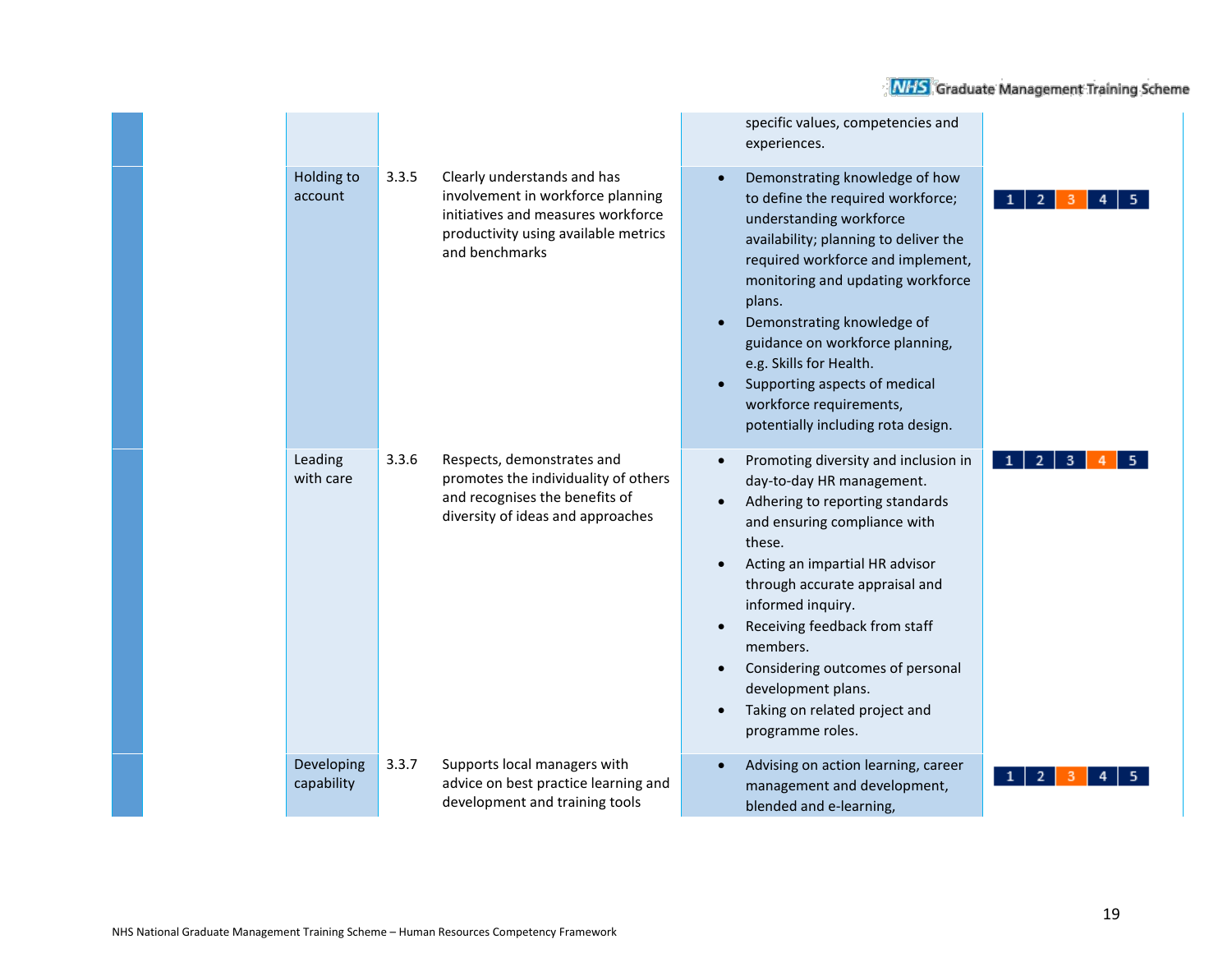| | | | | | |
|---|---|---|---|---|---|
| | | | | specific values, competencies and experiences. | |
| | Holding to account | 3.3.5 | Clearly understands and has involvement in workforce planning initiatives and measures workforce productivity using available metrics and benchmarks | • Demonstrating knowledge of how to define the required workforce; understanding workforce availability; planning to deliver the required workforce and implement, monitoring and updating workforce plans.<br>• Demonstrating knowledge of guidance on workforce planning, e.g. Skills for Health.<br>• Supporting aspects of medical workforce requirements, potentially including rota design. | 1 2 **3** 4 5 |
| | Leading with care | 3.3.6 | Respects, demonstrates and promotes the individuality of others and recognises the benefits of diversity of ideas and approaches | • Promoting diversity and inclusion in day-to-day HR management.<br>• Adhering to reporting standards and ensuring compliance with these.<br>• Acting an impartial HR advisor through accurate appraisal and informed inquiry.<br>• Receiving feedback from staff members.<br>• Considering outcomes of personal development plans.<br>• Taking on related project and programme roles. | 1 2 3 **4** 5 |
| | Developing capability | 3.3.7 | Supports local managers with advice on best practice learning and development and training tools | • Advising on action learning, career management and development, blended and e-learning, | 1 2 **3** 4 5 |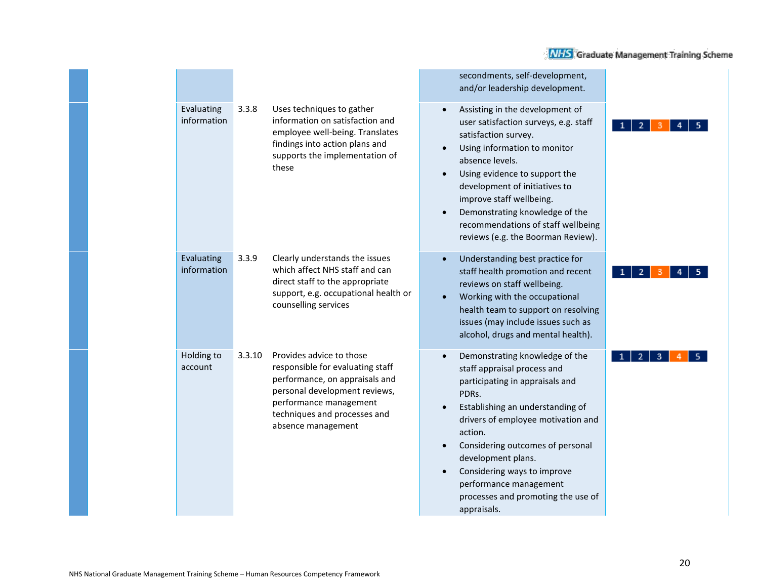| | Area | Ref | Competency | Examples | Level |
|---|---|---|---|---|---|
| | | | | secondments, self-development, and/or leadership development. | |
| | Evaluating information | 3.3.8 | Uses techniques to gather information on satisfaction and employee well-being. Translates findings into action plans and supports the implementation of these | • Assisting in the development of user satisfaction surveys, e.g. staff satisfaction survey.<br>• Using information to monitor absence levels.<br>• Using evidence to support the development of initiatives to improve staff wellbeing.<br>• Demonstrating knowledge of the recommendations of staff wellbeing reviews (e.g. the Boorman Review). | 1 2 **3** 4 5 |
| | Evaluating information | 3.3.9 | Clearly understands the issues which affect NHS staff and can direct staff to the appropriate support, e.g. occupational health or counselling services | • Understanding best practice for staff health promotion and recent reviews on staff wellbeing.<br>• Working with the occupational health team to support on resolving issues (may include issues such as alcohol, drugs and mental health). | 1 2 **3** 4 5 |
| | Holding to account | 3.3.10 | Provides advice to those responsible for evaluating staff performance, on appraisals and personal development reviews, performance management techniques and processes and absence management | • Demonstrating knowledge of the staff appraisal process and participating in appraisals and PDRs.<br>• Establishing an understanding of drivers of employee motivation and action.<br>• Considering outcomes of personal development plans.<br>• Considering ways to improve performance management processes and promoting the use of appraisals. | 1 2 3 **4** 5 |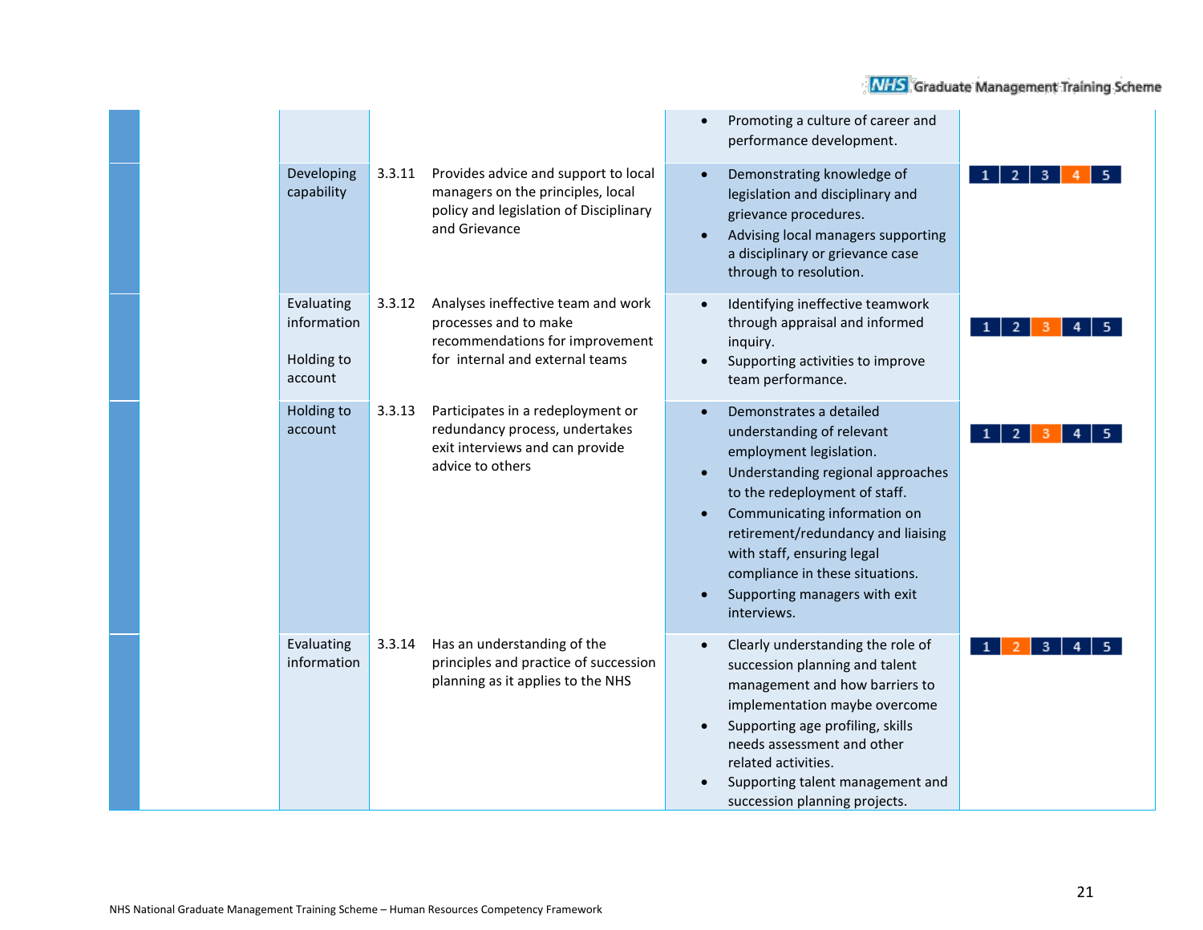| | | | | | |
|---|---|---|---|---|---|
| | | | | • Promoting a culture of career and performance development. | |
| | Developing capability | 3.3.11 | Provides advice and support to local managers on the principles, local policy and legislation of Disciplinary and Grievance | • Demonstrating knowledge of legislation and disciplinary and grievance procedures.<br>• Advising local managers supporting a disciplinary or grievance case through to resolution. | 1 2 3 **4** 5 |
| | Evaluating information<br><br>Holding to account | 3.3.12 | Analyses ineffective team and work processes and to make recommendations for improvement for internal and external teams | • Identifying ineffective teamwork through appraisal and informed inquiry.<br>• Supporting activities to improve team performance. | 1 2 **3** 4 5 |
| | Holding to account | 3.3.13 | Participates in a redeployment or redundancy process, undertakes exit interviews and can provide advice to others | • Demonstrates a detailed understanding of relevant employment legislation.<br>• Understanding regional approaches to the redeployment of staff.<br>• Communicating information on retirement/redundancy and liaising with staff, ensuring legal compliance in these situations.<br>• Supporting managers with exit interviews. | 1 2 **3** 4 5 |
| | Evaluating information | 3.3.14 | Has an understanding of the principles and practice of succession planning as it applies to the NHS | • Clearly understanding the role of succession planning and talent management and how barriers to implementation maybe overcome<br>• Supporting age profiling, skills needs assessment and other related activities.<br>• Supporting talent management and succession planning projects. | 1 **2** 3 4 5 |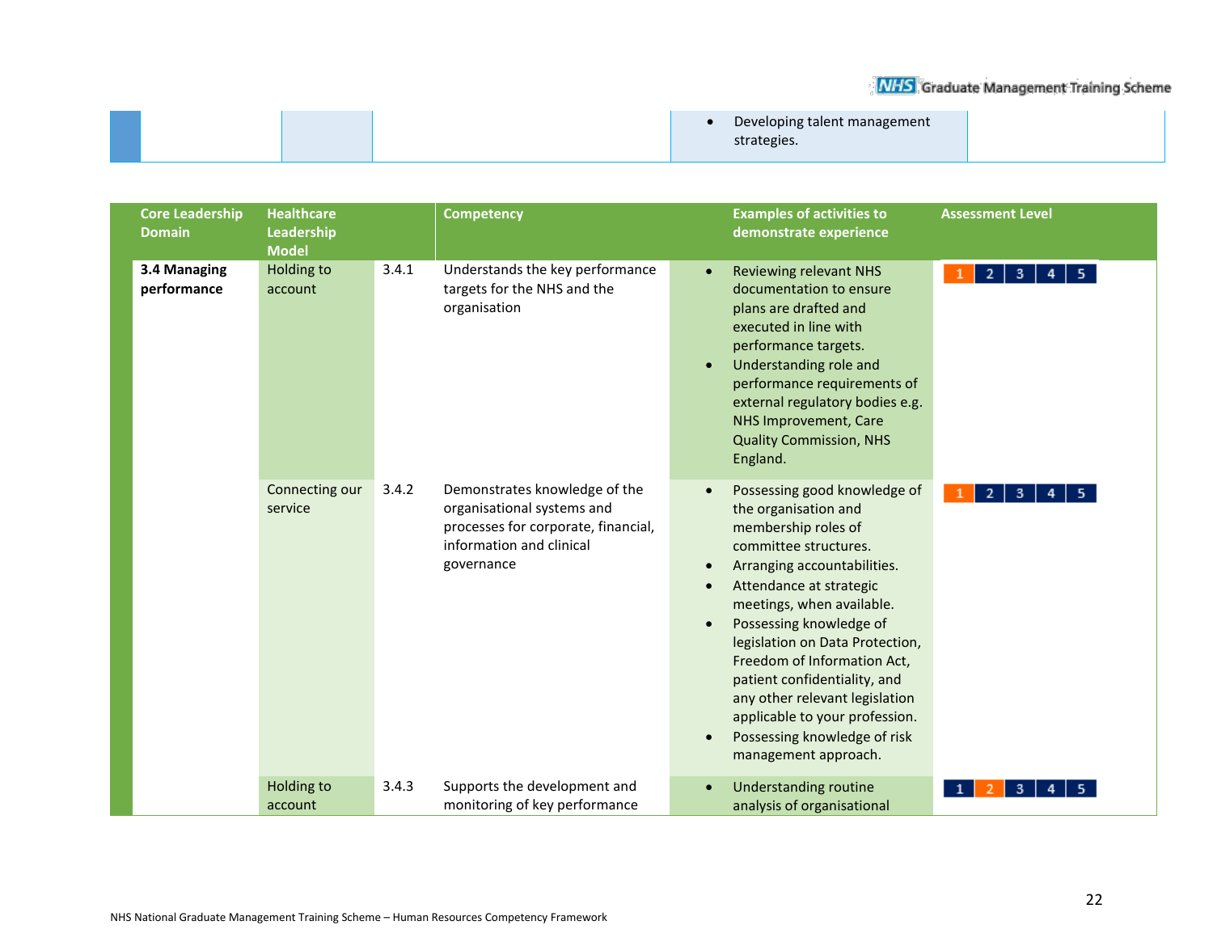| | | | | Developing talent management strategies. | |
|---|---|---|---|---|---|

| Core Leadership Domain | Healthcare Leadership Model | | Competency | Examples of activities to demonstrate experience | Assessment Level |
|---|---|---|---|---|---|
| **3.4 Managing performance** | Holding to account | 3.4.1 | Understands the key performance targets for the NHS and the organisation | • Reviewing relevant NHS documentation to ensure plans are drafted and executed in line with performance targets.<br>• Understanding role and performance requirements of external regulatory bodies e.g. NHS Improvement, Care Quality Commission, NHS England. | 1 2 3 4 5 (1 highlighted) |
| | Connecting our service | 3.4.2 | Demonstrates knowledge of the organisational systems and processes for corporate, financial, information and clinical governance | • Possessing good knowledge of the organisation and membership roles of committee structures.<br>• Arranging accountabilities.<br>• Attendance at strategic meetings, when available.<br>• Possessing knowledge of legislation on Data Protection, Freedom of Information Act, patient confidentiality, and any other relevant legislation applicable to your profession.<br>• Possessing knowledge of risk management approach. | 1 2 3 4 5 (1 highlighted) |
| | Holding to account | 3.4.3 | Supports the development and monitoring of key performance | • Understanding routine analysis of organisational | 1 2 3 4 5 (2 highlighted) |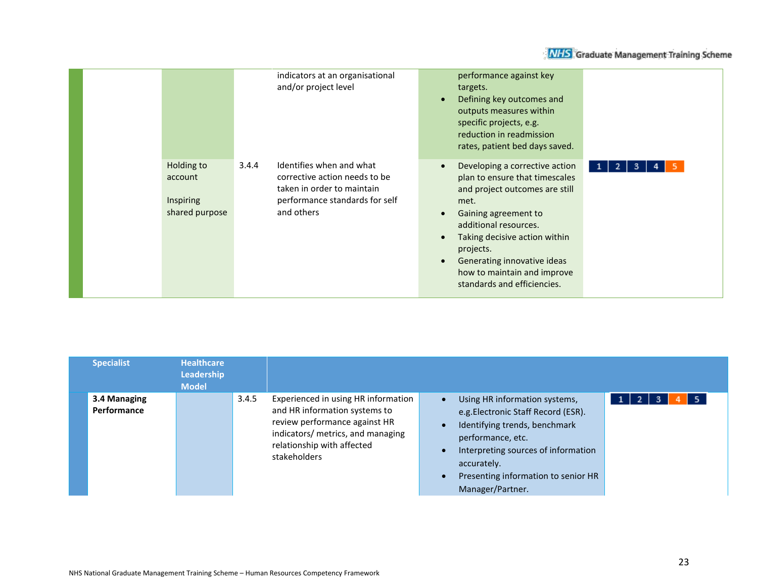| | | | | | |
|---|---|---|---|---|---|
| | | | indicators at an organisational and/or project level | performance against key targets.<br>• Defining key outcomes and outputs measures within specific projects, e.g. reduction in readmission rates, patient bed days saved. | |
| | Holding to account<br><br>Inspiring shared purpose | 3.4.4 | Identifies when and what corrective action needs to be taken in order to maintain performance standards for self and others | • Developing a corrective action plan to ensure that timescales and project outcomes are still met.<br>• Gaining agreement to additional resources.<br>• Taking decisive action within projects.<br>• Generating innovative ideas how to maintain and improve standards and efficiencies. | 1 2 3 4 **5** |

| Specialist | Healthcare Leadership Model | | | | |
|---|---|---|---|---|---|
| **3.4 Managing Performance** | | 3.4.5 | Experienced in using HR information and HR information systems to review performance against HR indicators/ metrics, and managing relationship with affected stakeholders | • Using HR information systems, e.g.Electronic Staff Record (ESR).<br>• Identifying trends, benchmark performance, etc.<br>• Interpreting sources of information accurately.<br>• Presenting information to senior HR Manager/Partner. | 1 2 3 **4** 5 |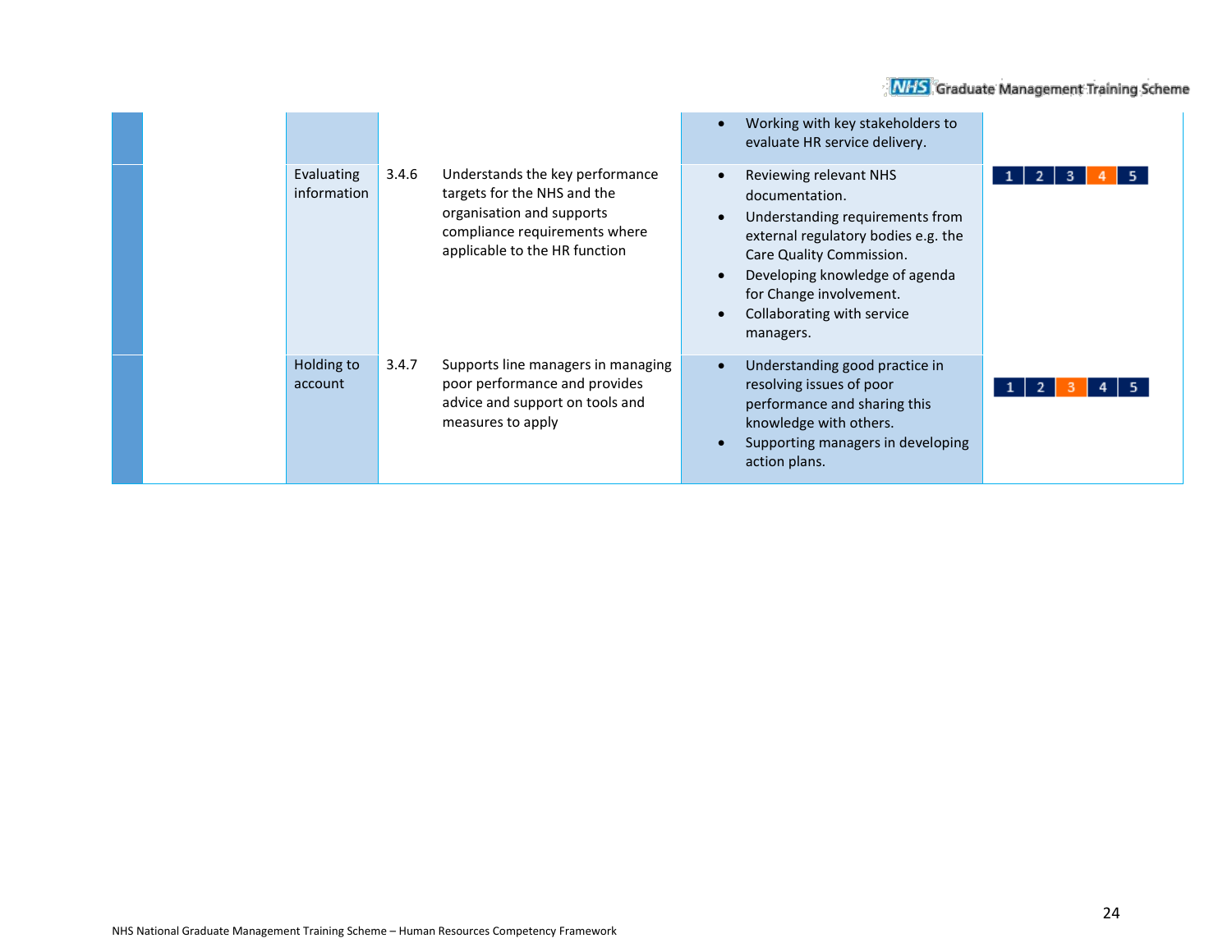| | | | | | |
|---|---|---|---|---|---|
| | | | | • Working with key stakeholders to evaluate HR service delivery. | |
| | Evaluating information | 3.4.6 | Understands the key performance targets for the NHS and the organisation and supports compliance requirements where applicable to the HR function | • Reviewing relevant NHS documentation.<br>• Understanding requirements from external regulatory bodies e.g. the Care Quality Commission.<br>• Developing knowledge of agenda for Change involvement.<br>• Collaborating with service managers. | 1 2 3 **4** 5 |
| | Holding to account | 3.4.7 | Supports line managers in managing poor performance and provides advice and support on tools and measures to apply | • Understanding good practice in resolving issues of poor performance and sharing this knowledge with others.<br>• Supporting managers in developing action plans. | 1 2 **3** 4 5 |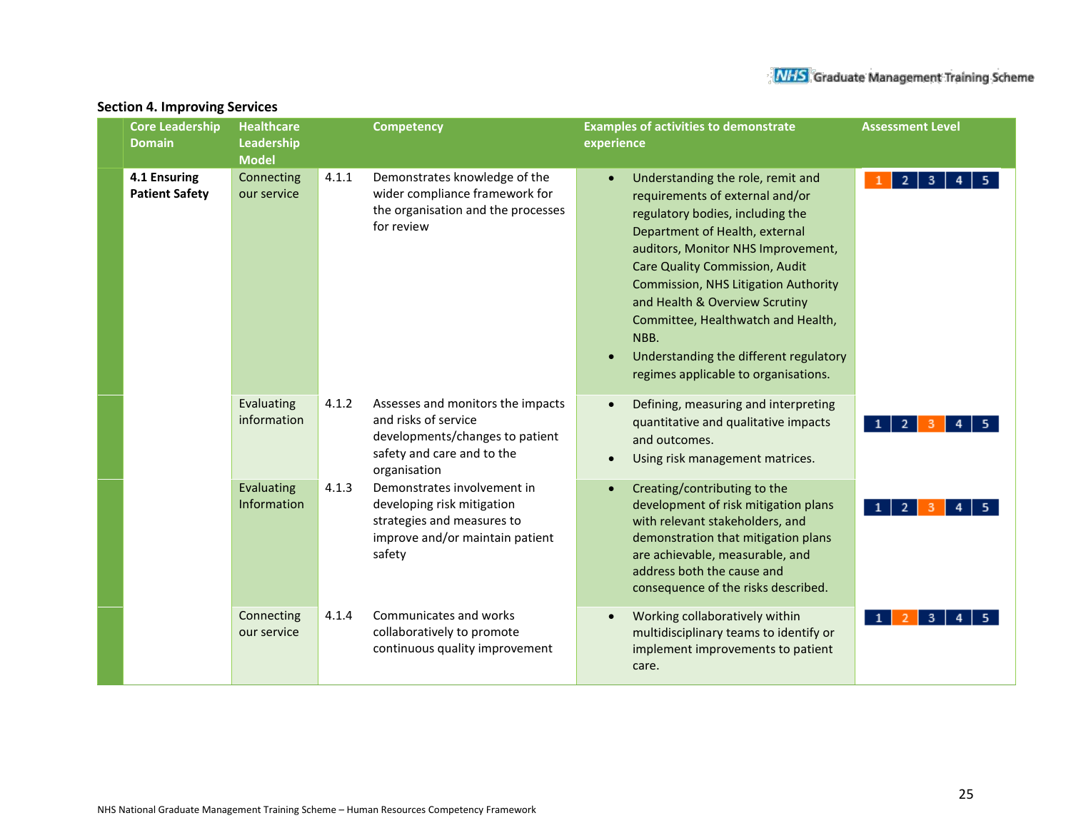## Section 4. Improving Services

| Core Leadership Domain | Healthcare Leadership Model | | Competency | Examples of activities to demonstrate experience | Assessment Level |
|---|---|---|---|---|---|
| **4.1 Ensuring Patient Safety** | Connecting our service | 4.1.1 | Demonstrates knowledge of the wider compliance framework for the organisation and the processes for review | • Understanding the role, remit and requirements of external and/or regulatory bodies, including the Department of Health, external auditors, Monitor NHS Improvement, Care Quality Commission, Audit Commission, NHS Litigation Authority and Health & Overview Scrutiny Committee, Healthwatch and Health, NBB.<br>• Understanding the different regulatory regimes applicable to organisations. | 1 |
| | Evaluating information | 4.1.2 | Assesses and monitors the impacts and risks of service developments/changes to patient safety and care and to the organisation | • Defining, measuring and interpreting quantitative and qualitative impacts and outcomes.<br>• Using risk management matrices. | 3 |
| | Evaluating Information | 4.1.3 | Demonstrates involvement in developing risk mitigation strategies and measures to improve and/or maintain patient safety | • Creating/contributing to the development of risk mitigation plans with relevant stakeholders, and demonstration that mitigation plans are achievable, measurable, and address both the cause and consequence of the risks described. | 3 |
| | Connecting our service | 4.1.4 | Communicates and works collaboratively to promote continuous quality improvement | • Working collaboratively within multidisciplinary teams to identify or implement improvements to patient care. | 2 |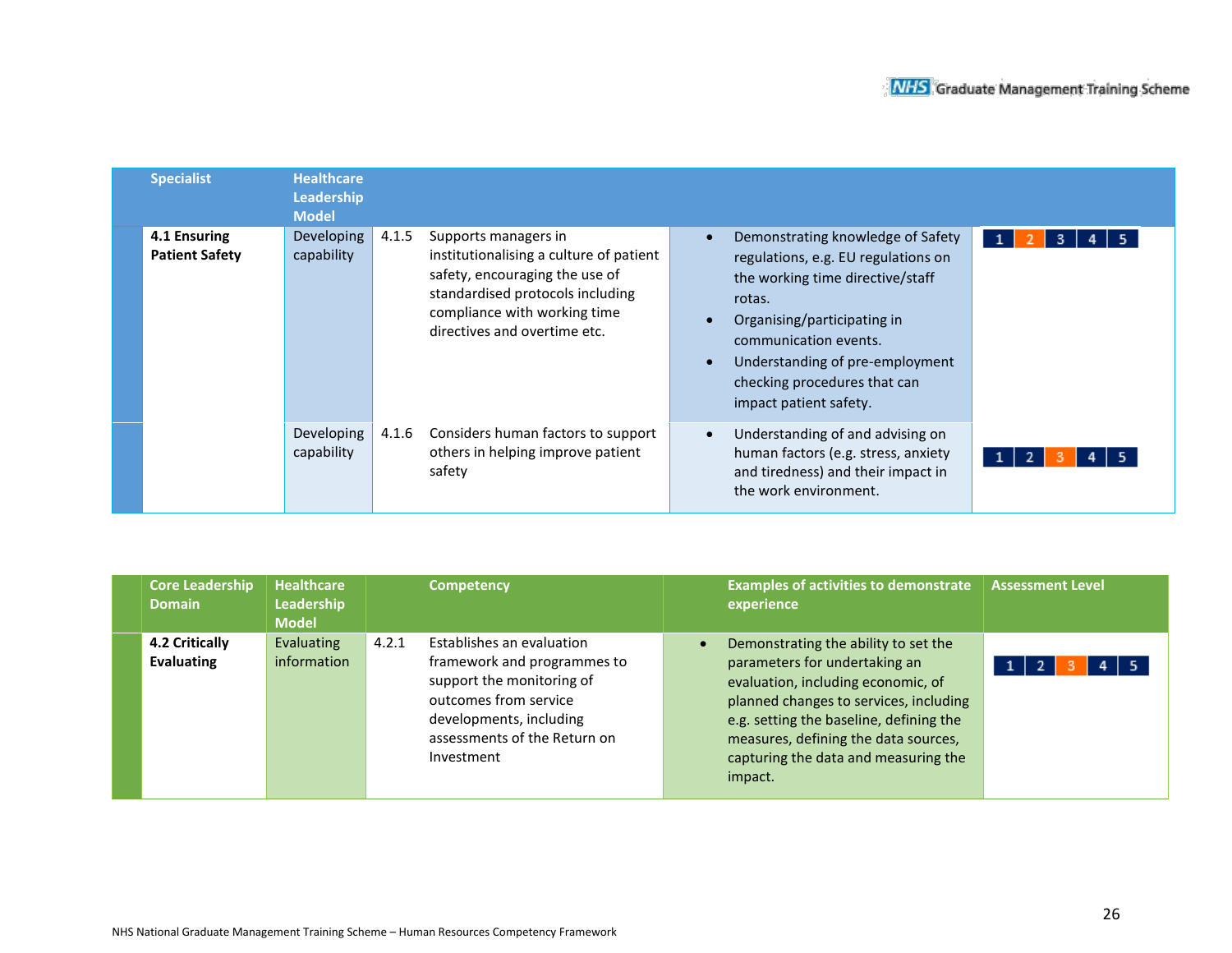| Specialist | Healthcare Leadership Model | | | | |
|---|---|---|---|---|---|
| **4.1 Ensuring Patient Safety** | Developing capability | 4.1.5 | Supports managers in institutionalising a culture of patient safety, encouraging the use of standardised protocols including compliance with working time directives and overtime etc. | • Demonstrating knowledge of Safety regulations, e.g. EU regulations on the working time directive/staff rotas.<br>• Organising/participating in communication events.<br>• Understanding of pre-employment checking procedures that can impact patient safety. | 1 **2** 3 4 5 |
| | Developing capability | 4.1.6 | Considers human factors to support others in helping improve patient safety | • Understanding of and advising on human factors (e.g. stress, anxiety and tiredness) and their impact in the work environment. | 1 2 **3** 4 5 |

| Core Leadership Domain | Healthcare Leadership Model | | Competency | Examples of activities to demonstrate experience | Assessment Level |
|---|---|---|---|---|---|
| **4.2 Critically Evaluating** | Evaluating information | 4.2.1 | Establishes an evaluation framework and programmes to support the monitoring of outcomes from service developments, including assessments of the Return on Investment | • Demonstrating the ability to set the parameters for undertaking an evaluation, including economic, of planned changes to services, including e.g. setting the baseline, defining the measures, defining the data sources, capturing the data and measuring the impact. | 1 2 **3** 4 5 |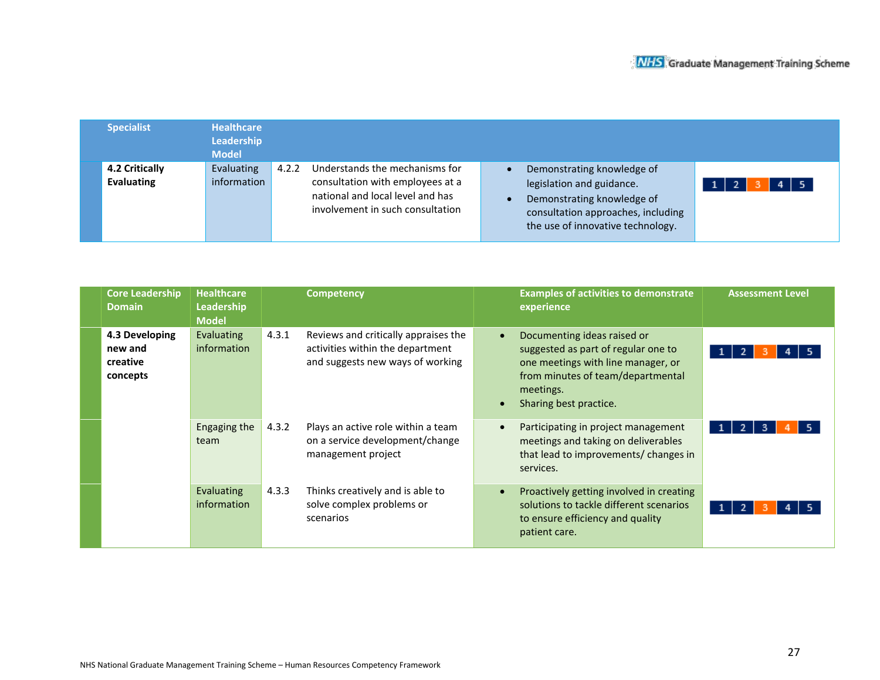| Specialist | Healthcare Leadership Model | | | | |
|---|---|---|---|---|---|
| **4.2 Critically Evaluating** | Evaluating information | 4.2.2 | Understands the mechanisms for consultation with employees at a national and local level and has involvement in such consultation | • Demonstrating knowledge of legislation and guidance.<br>• Demonstrating knowledge of consultation approaches, including the use of innovative technology. | 1 2 **3** 4 5 |

| Core Leadership Domain | Healthcare Leadership Model | | Competency | Examples of activities to demonstrate experience | Assessment Level |
|---|---|---|---|---|---|
| **4.3 Developing new and creative concepts** | Evaluating information | 4.3.1 | Reviews and critically appraises the activities within the department and suggests new ways of working | • Documenting ideas raised or suggested as part of regular one to one meetings with line manager, or from minutes of team/departmental meetings.<br>• Sharing best practice. | 1 2 **3** 4 5 |
| | Engaging the team | 4.3.2 | Plays an active role within a team on a service development/change management project | • Participating in project management meetings and taking on deliverables that lead to improvements/ changes in services. | 1 2 3 **4** 5 |
| | Evaluating information | 4.3.3 | Thinks creatively and is able to solve complex problems or scenarios | • Proactively getting involved in creating solutions to tackle different scenarios to ensure efficiency and quality patient care. | 1 2 **3** 4 5 |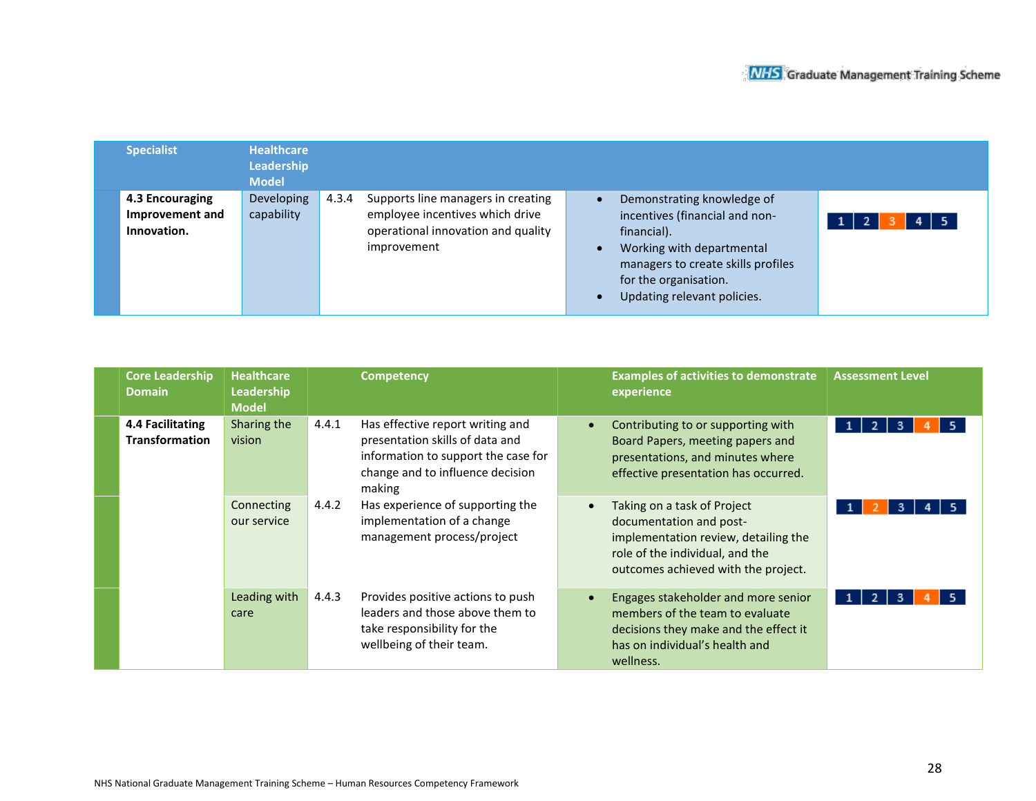| Specialist | Healthcare Leadership Model | | | | |
|---|---|---|---|---|---|
| **4.3 Encouraging Improvement and Innovation.** | Developing capability | 4.3.4 | Supports line managers in creating employee incentives which drive operational innovation and quality improvement | • Demonstrating knowledge of incentives (financial and non-financial).<br>• Working with departmental managers to create skills profiles for the organisation.<br>• Updating relevant policies. | 1 2 **3** 4 5 |

| Core Leadership Domain | Healthcare Leadership Model | | Competency | Examples of activities to demonstrate experience | Assessment Level |
|---|---|---|---|---|---|
| **4.4 Facilitating Transformation** | Sharing the vision | 4.4.1 | Has effective report writing and presentation skills of data and information to support the case for change and to influence decision making | • Contributing to or supporting with Board Papers, meeting papers and presentations, and minutes where effective presentation has occurred. | 1 2 3 **4** 5 |
| | Connecting our service | 4.4.2 | Has experience of supporting the implementation of a change management process/project | • Taking on a task of Project documentation and post-implementation review, detailing the role of the individual, and the outcomes achieved with the project. | 1 **2** 3 4 5 |
| | Leading with care | 4.4.3 | Provides positive actions to push leaders and those above them to take responsibility for the wellbeing of their team. | • Engages stakeholder and more senior members of the team to evaluate decisions they make and the effect it has on individual's health and wellness. | 1 2 3 **4** 5 |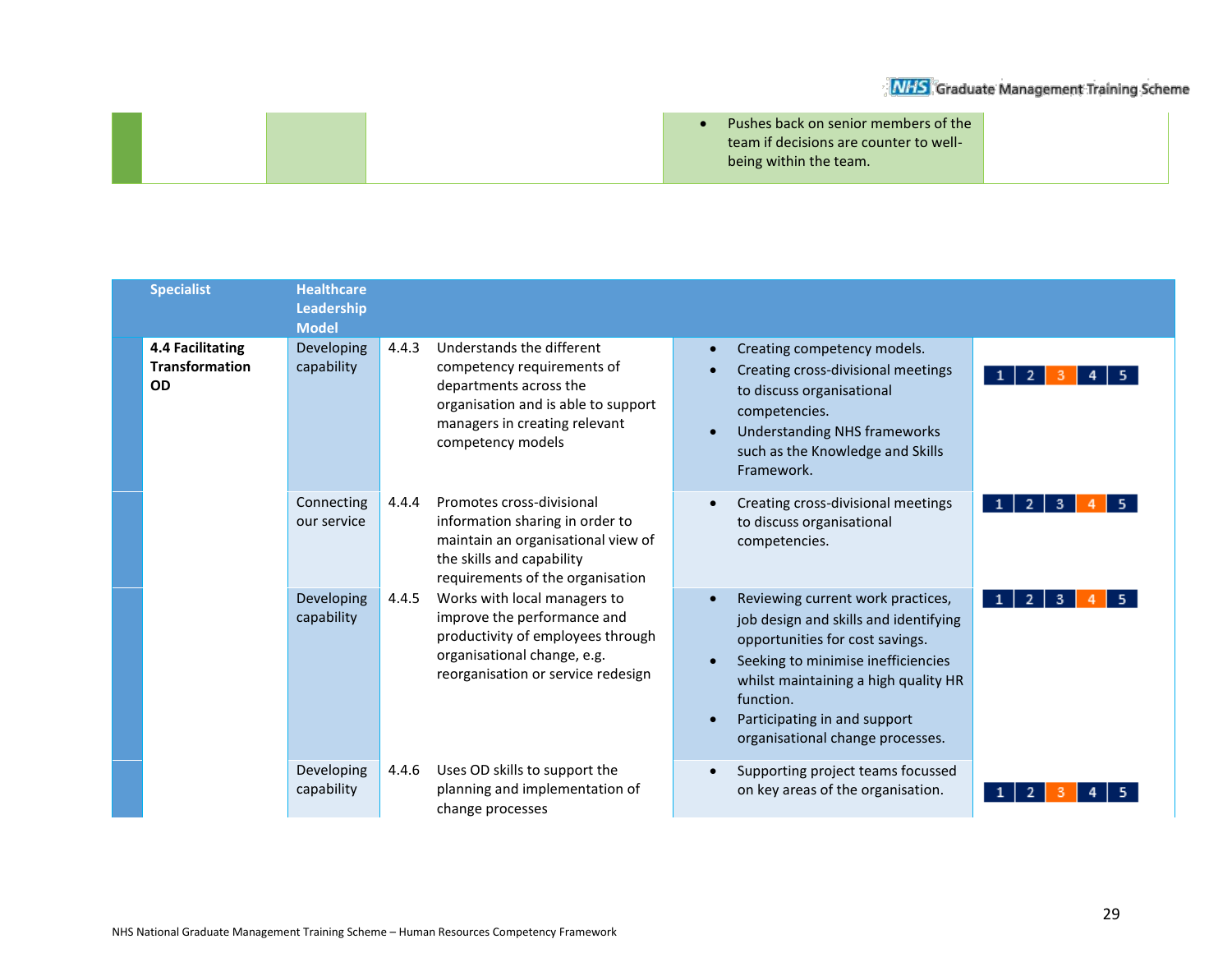| | | | | |
|---|---|---|---|---|
| | | | • Pushes back on senior members of the team if decisions are counter to well-being within the team. | |

| Specialist | Healthcare Leadership Model | | | | |
|---|---|---|---|---|---|
| **4.4 Facilitating Transformation OD** | Developing capability | 4.4.3 | Understands the different competency requirements of departments across the organisation and is able to support managers in creating relevant competency models | • Creating competency models.<br>• Creating cross-divisional meetings to discuss organisational competencies.<br>• Understanding NHS frameworks such as the Knowledge and Skills Framework. | 1 2 **3** 4 5 |
| | Connecting our service | 4.4.4 | Promotes cross-divisional information sharing in order to maintain an organisational view of the skills and capability requirements of the organisation | • Creating cross-divisional meetings to discuss organisational competencies. | 1 2 3 **4** 5 |
| | Developing capability | 4.4.5 | Works with local managers to improve the performance and productivity of employees through organisational change, e.g. reorganisation or service redesign | • Reviewing current work practices, job design and skills and identifying opportunities for cost savings.<br>• Seeking to minimise inefficiencies whilst maintaining a high quality HR function.<br>• Participating in and support organisational change processes. | 1 2 3 **4** 5 |
| | Developing capability | 4.4.6 | Uses OD skills to support the planning and implementation of change processes | • Supporting project teams focussed on key areas of the organisation. | 1 2 **3** 4 5 |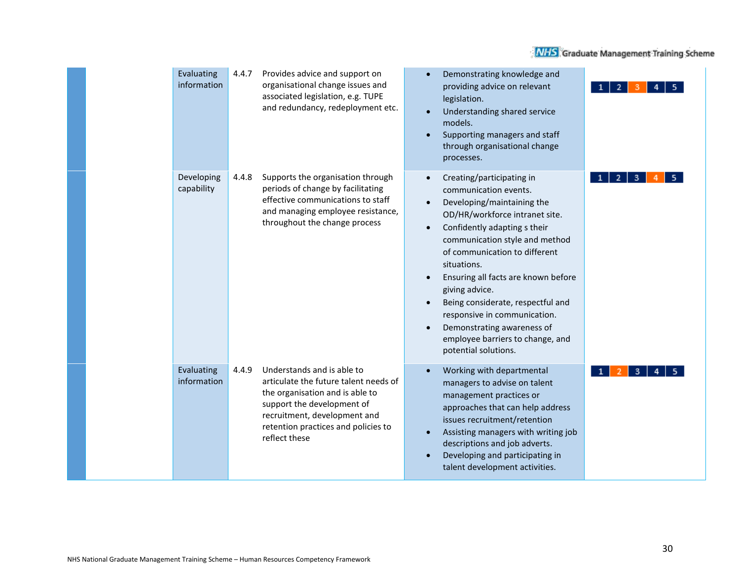| | | | | | |
|---|---|---|---|---|---|
| | Evaluating information | 4.4.7 | Provides advice and support on organisational change issues and associated legislation, e.g. TUPE and redundancy, redeployment etc. | • Demonstrating knowledge and providing advice on relevant legislation.<br>• Understanding shared service models.<br>• Supporting managers and staff through organisational change processes. | 1 2 **3** 4 5 |
| | Developing capability | 4.4.8 | Supports the organisation through periods of change by facilitating effective communications to staff and managing employee resistance, throughout the change process | • Creating/participating in communication events.<br>• Developing/maintaining the OD/HR/workforce intranet site.<br>• Confidently adapting s their communication style and method of communication to different situations.<br>• Ensuring all facts are known before giving advice.<br>• Being considerate, respectful and responsive in communication.<br>• Demonstrating awareness of employee barriers to change, and potential solutions. | 1 2 3 **4** 5 |
| | Evaluating information | 4.4.9 | Understands and is able to articulate the future talent needs of the organisation and is able to support the development of recruitment, development and retention practices and policies to reflect these | • Working with departmental managers to advise on talent management practices or approaches that can help address issues recruitment/retention<br>• Assisting managers with writing job descriptions and job adverts.<br>• Developing and participating in talent development activities. | 1 **2** 3 4 5 |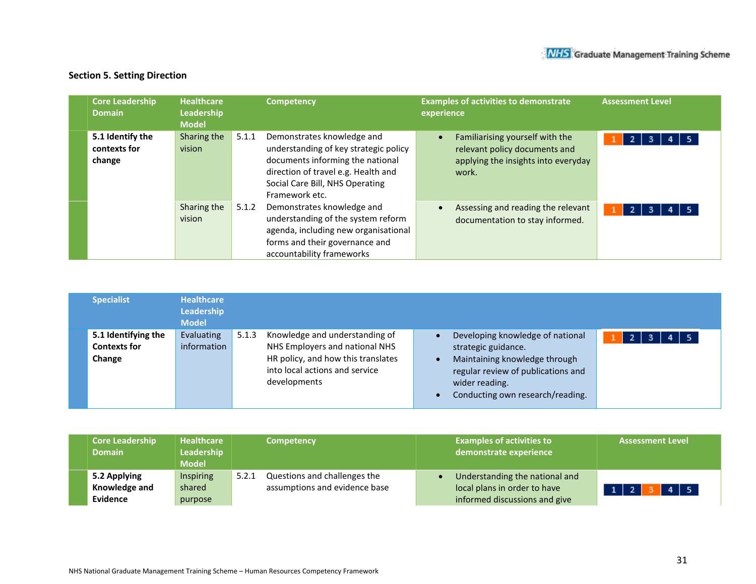## Section 5. Setting Direction

| Core Leadership Domain | Healthcare Leadership Model | | Competency | Examples of activities to demonstrate experience | Assessment Level |
|---|---|---|---|---|---|
| **5.1 Identify the contexts for change** | Sharing the vision | 5.1.1 | Demonstrates knowledge and understanding of key strategic policy documents informing the national direction of travel e.g. Health and Social Care Bill, NHS Operating Framework etc. | • Familiarising yourself with the relevant policy documents and applying the insights into everyday work. | **1** 2 3 4 5 |
| | Sharing the vision | 5.1.2 | Demonstrates knowledge and understanding of the system reform agenda, including new organisational forms and their governance and accountability frameworks | • Assessing and reading the relevant documentation to stay informed. | **1** 2 3 4 5 |

| Specialist | Healthcare Leadership Model | | | | |
|---|---|---|---|---|---|
| **5.1 Identifying the Contexts for Change** | Evaluating information | 5.1.3 | Knowledge and understanding of NHS Employers and national NHS HR policy, and how this translates into local actions and service developments | • Developing knowledge of national strategic guidance.<br>• Maintaining knowledge through regular review of publications and wider reading.<br>• Conducting own research/reading. | **1** 2 3 4 5 |

| Core Leadership Domain | Healthcare Leadership Model | | Competency | Examples of activities to demonstrate experience | Assessment Level |
|---|---|---|---|---|---|
| **5.2 Applying Knowledge and Evidence** | Inspiring shared purpose | 5.2.1 | Questions and challenges the assumptions and evidence base | • Understanding the national and local plans in order to have informed discussions and give | 1 2 **3** 4 5 |

NHS National Graduate Management Training Scheme – Human Resources Competency Framework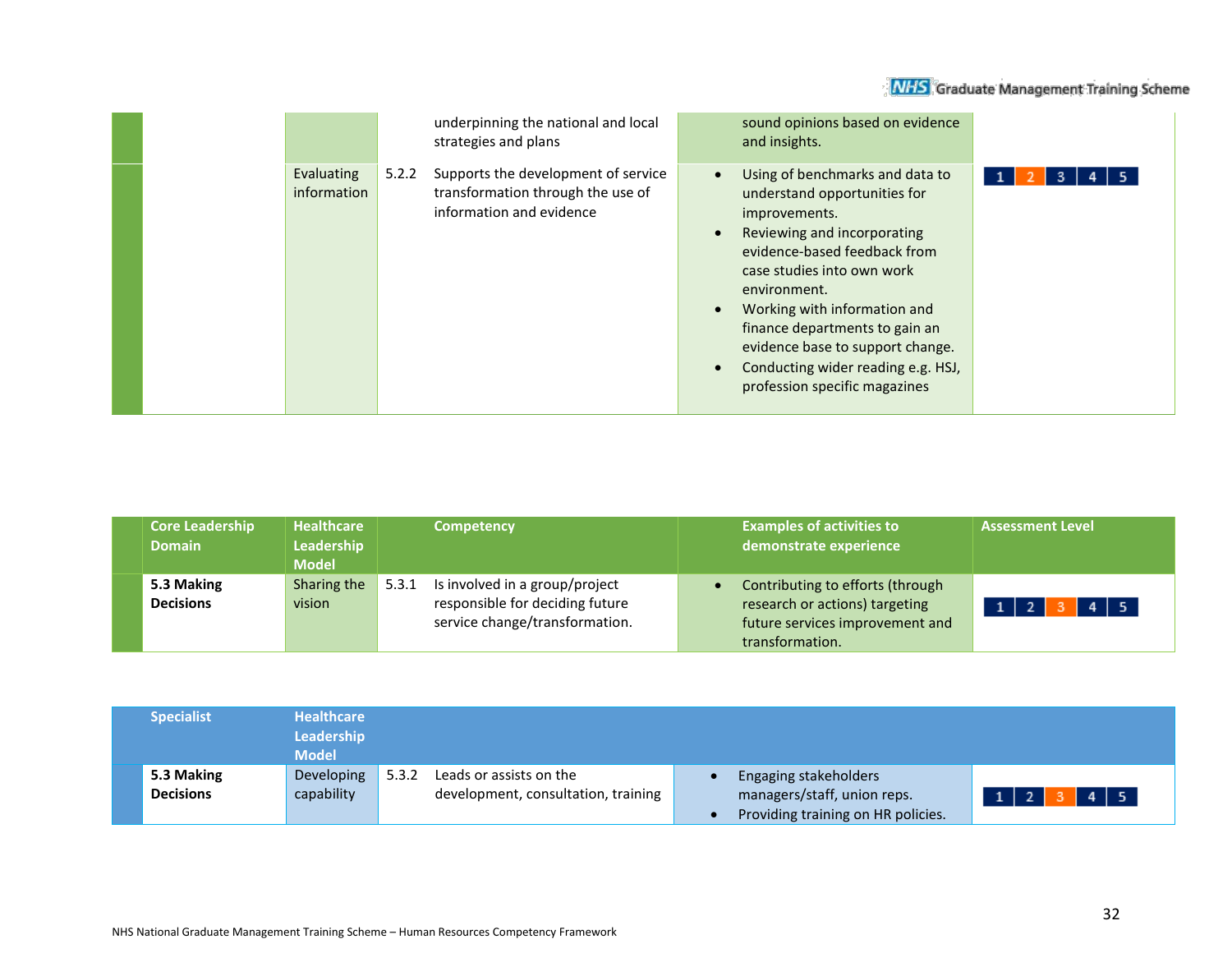| | | | | |
|---|---|---|---|---|
| | | underpinning the national and local strategies and plans | sound opinions based on evidence and insights. | |
| | Evaluating information | 5.2.2 Supports the development of service transformation through the use of information and evidence | • Using of benchmarks and data to understand opportunities for improvements.<br>• Reviewing and incorporating evidence-based feedback from case studies into own work environment.<br>• Working with information and finance departments to gain an evidence base to support change.<br>• Conducting wider reading e.g. HSJ, profession specific magazines | 1 **2** 3 4 5 |

| Core Leadership Domain | Healthcare Leadership Model | Competency | Examples of activities to demonstrate experience | Assessment Level |
|---|---|---|---|---|
| **5.3 Making Decisions** | Sharing the vision | 5.3.1 Is involved in a group/project responsible for deciding future service change/transformation. | • Contributing to efforts (through research or actions) targeting future services improvement and transformation. | 1 2 **3** 4 5 |

| Specialist | Healthcare Leadership Model | | | |
|---|---|---|---|---|
| **5.3 Making Decisions** | Developing capability | 5.3.2 Leads or assists on the development, consultation, training | • Engaging stakeholders managers/staff, union reps.<br>• Providing training on HR policies. | 1 2 **3** 4 5 |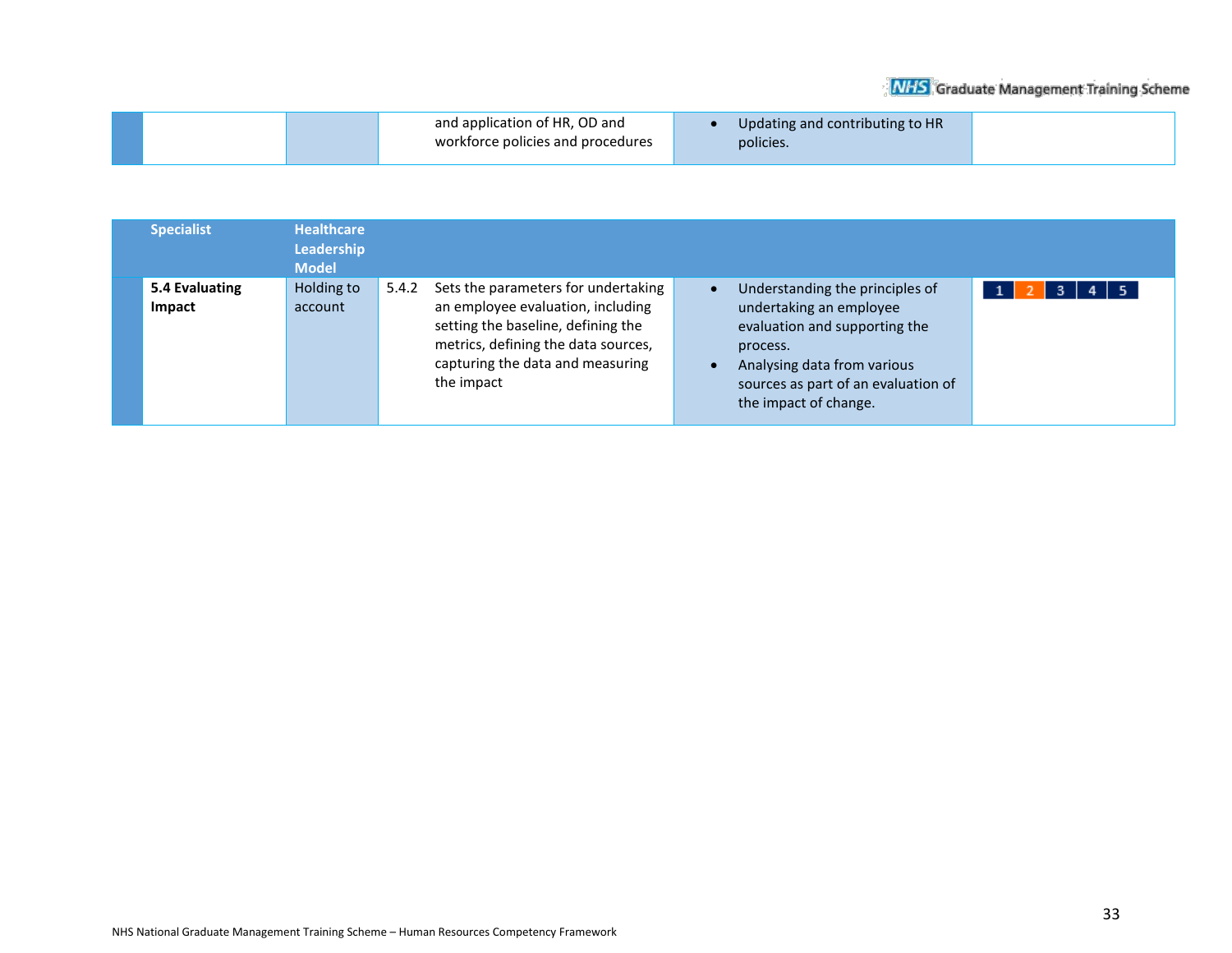| | | | |
|---|---|---|---|
| | | and application of HR, OD and workforce policies and procedures | • Updating and contributing to HR policies. | |

| Specialist | Healthcare Leadership Model | | | | |
|---|---|---|---|---|---|
| **5.4 Evaluating Impact** | Holding to account | 5.4.2 | Sets the parameters for undertaking an employee evaluation, including setting the baseline, defining the metrics, defining the data sources, capturing the data and measuring the impact | • Understanding the principles of undertaking an employee evaluation and supporting the process.<br>• Analysing data from various sources as part of an evaluation of the impact of change. | 1 2 3 4 5 |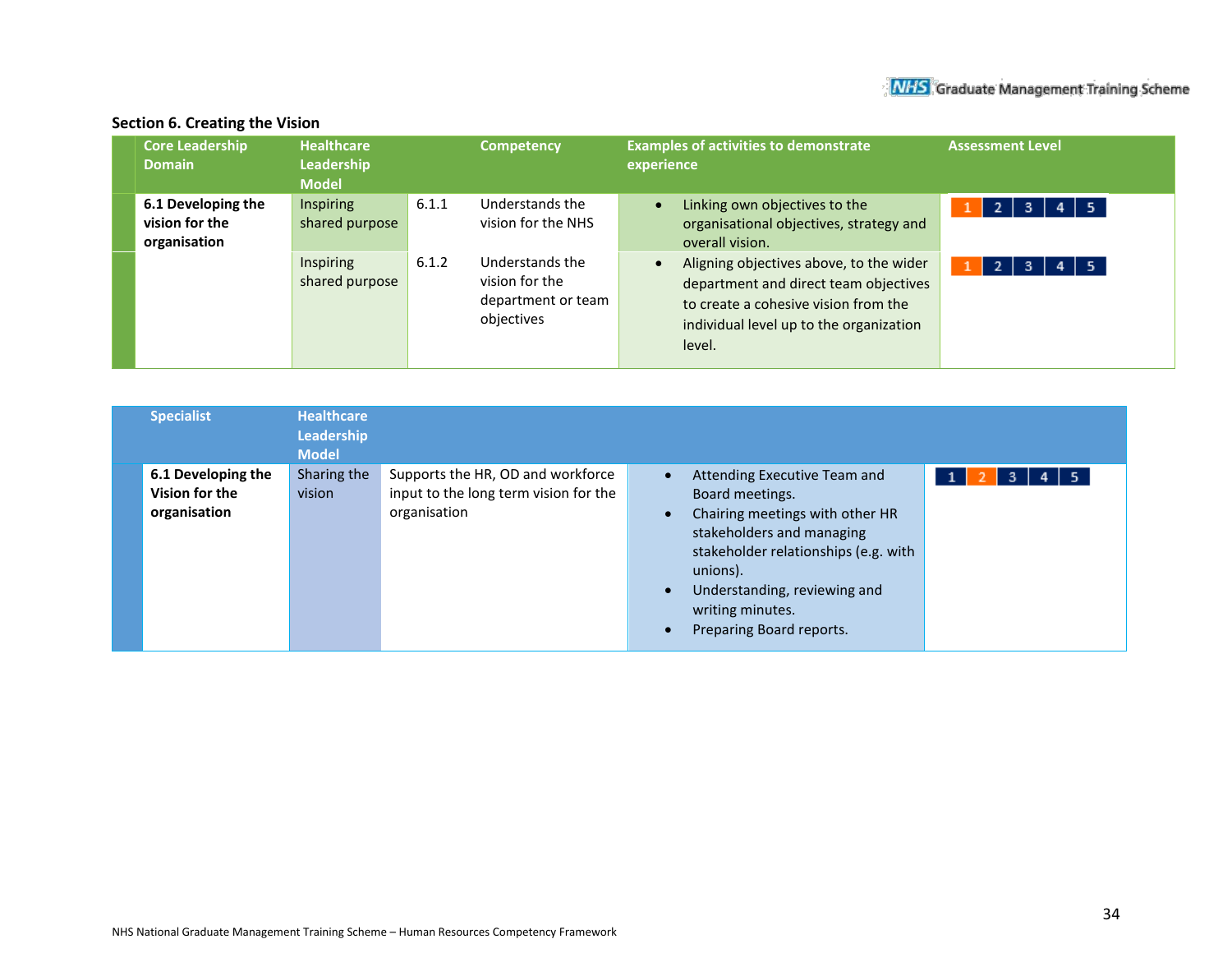## Section 6. Creating the Vision

| Core Leadership Domain | Healthcare Leadership Model | | Competency | Examples of activities to demonstrate experience | Assessment Level |
|---|---|---|---|---|---|
| **6.1 Developing the vision for the organisation** | Inspiring shared purpose | 6.1.1 | Understands the vision for the NHS | • Linking own objectives to the organisational objectives, strategy and overall vision. | 1 2 3 4 5 (Level 1 highlighted) |
| | Inspiring shared purpose | 6.1.2 | Understands the vision for the department or team objectives | • Aligning objectives above, to the wider department and direct team objectives to create a cohesive vision from the individual level up to the organization level. | 1 2 3 4 5 (Level 1 highlighted) |

| Specialist | Healthcare Leadership Model | | | |
|---|---|---|---|---|
| **6.1 Developing the Vision for the organisation** | Sharing the vision | Supports the HR, OD and workforce input to the long term vision for the organisation | • Attending Executive Team and Board meetings.<br>• Chairing meetings with other HR stakeholders and managing stakeholder relationships (e.g. with unions).<br>• Understanding, reviewing and writing minutes.<br>• Preparing Board reports. | 1 2 3 4 5 (Level 2 highlighted) |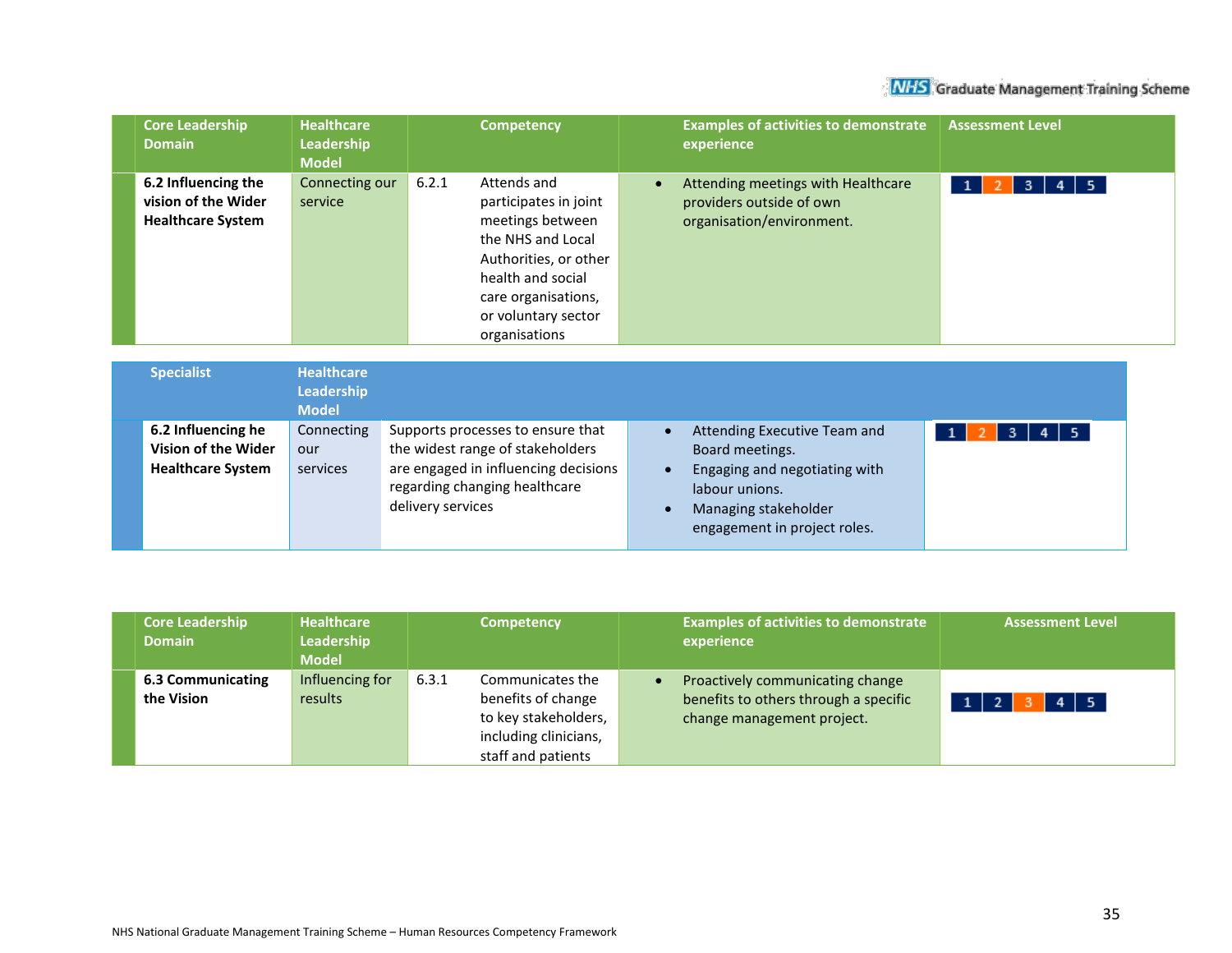| Core Leadership Domain | Healthcare Leadership Model | Competency | | Examples of activities to demonstrate experience | Assessment Level |
|---|---|---|---|---|---|
| **6.2 Influencing the vision of the Wider Healthcare System** | Connecting our service | 6.2.1 | Attends and participates in joint meetings between the NHS and Local Authorities, or other health and social care organisations, or voluntary sector organisations | • Attending meetings with Healthcare providers outside of own organisation/environment. | 1 **2** 3 4 5 |

| Specialist | Healthcare Leadership Model | | | |
|---|---|---|---|---|
| **6.2 Influencing he Vision of the Wider Healthcare System** | Connecting our services | Supports processes to ensure that the widest range of stakeholders are engaged in influencing decisions regarding changing healthcare delivery services | • Attending Executive Team and Board meetings.<br>• Engaging and negotiating with labour unions.<br>• Managing stakeholder engagement in project roles. | 1 **2** 3 4 5 |

| Core Leadership Domain | Healthcare Leadership Model | Competency | | Examples of activities to demonstrate experience | Assessment Level |
|---|---|---|---|---|---|
| **6.3 Communicating the Vision** | Influencing for results | 6.3.1 | Communicates the benefits of change to key stakeholders, including clinicians, staff and patients | • Proactively communicating change benefits to others through a specific change management project. | 1 2 **3** 4 5 |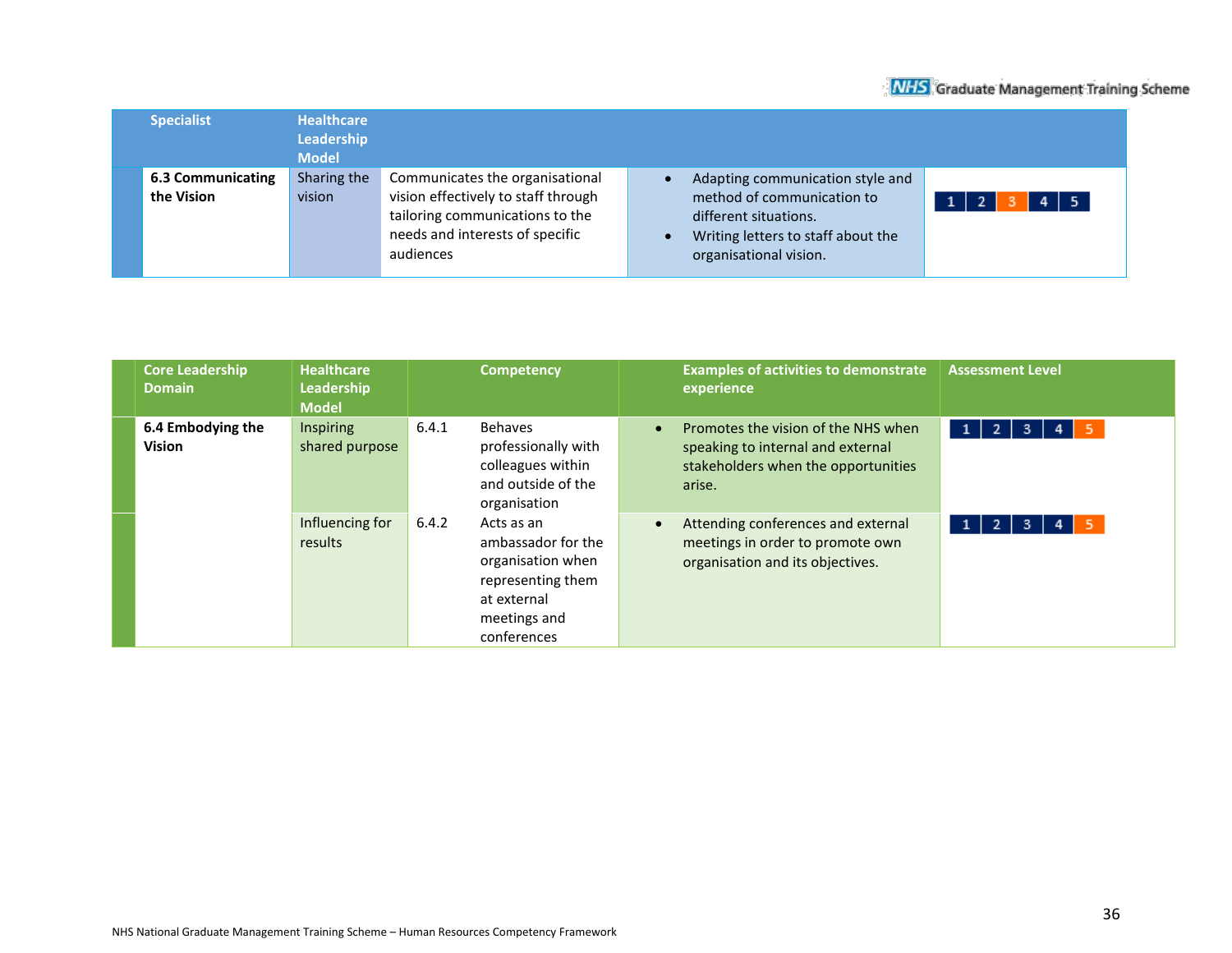| Specialist | Healthcare Leadership Model | | Examples of activities to demonstrate experience | Assessment Level |
|---|---|---|---|---|
| **6.3 Communicating the Vision** | Sharing the vision | Communicates the organisational vision effectively to staff through tailoring communications to the needs and interests of specific audiences | • Adapting communication style and method of communication to different situations.<br>• Writing letters to staff about the organisational vision. | 1 2 **3** 4 5 |

| Core Leadership Domain | Healthcare Leadership Model | Competency | | Examples of activities to demonstrate experience | Assessment Level |
|---|---|---|---|---|---|
| **6.4 Embodying the Vision** | Inspiring shared purpose | 6.4.1 | Behaves professionally with colleagues within and outside of the organisation | • Promotes the vision of the NHS when speaking to internal and external stakeholders when the opportunities arise. | 1 2 3 4 **5** |
| | Influencing for results | 6.4.2 | Acts as an ambassador for the organisation when representing them at external meetings and conferences | • Attending conferences and external meetings in order to promote own organisation and its objectives. | 1 2 3 4 **5** |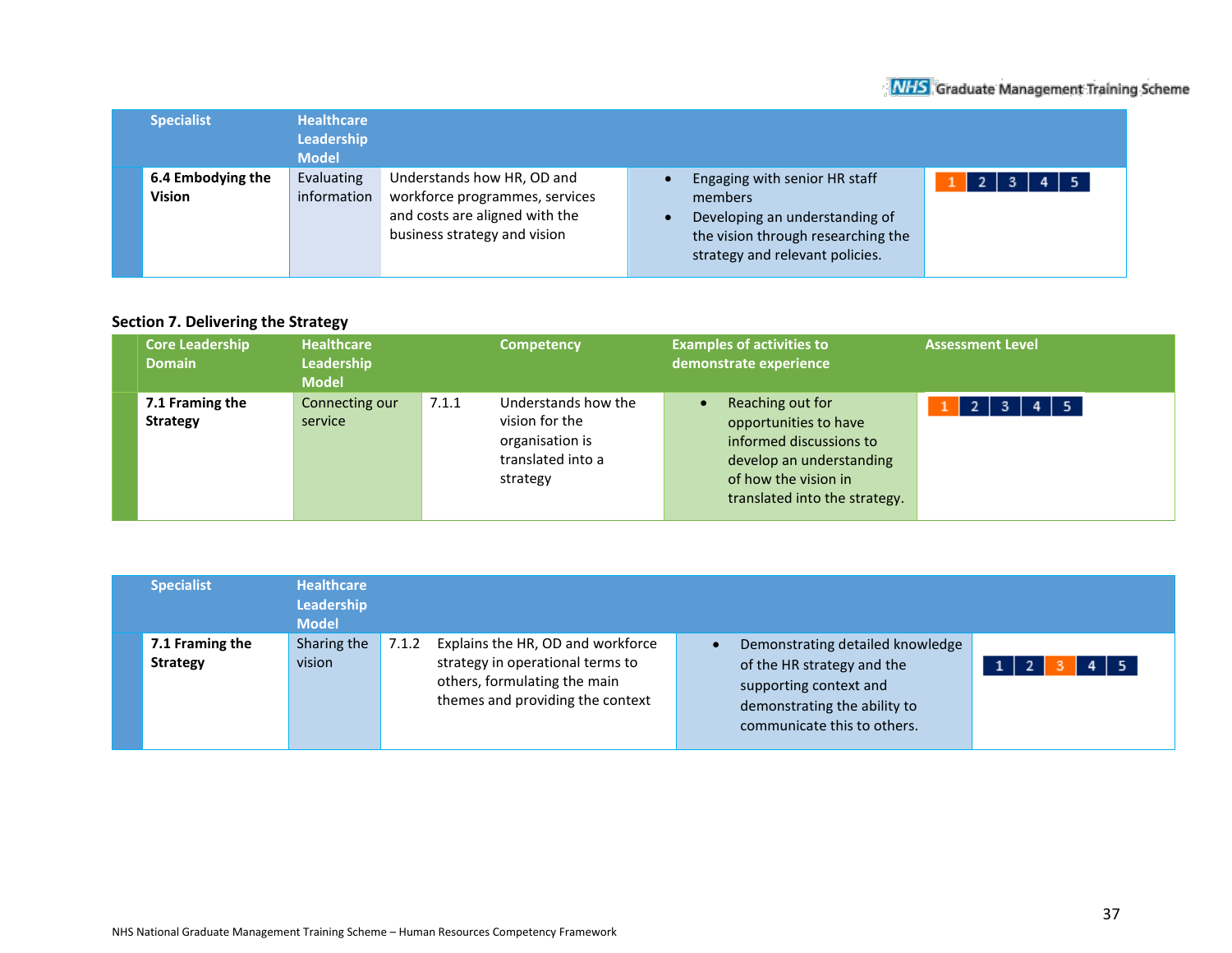| Specialist | Healthcare Leadership Model | | | |
|---|---|---|---|---|
| **6.4 Embodying the Vision** | Evaluating information | Understands how HR, OD and workforce programmes, services and costs are aligned with the business strategy and vision | • Engaging with senior HR staff members<br>• Developing an understanding of the vision through researching the strategy and relevant policies. | **1** 2 3 4 5 |

**Section 7. Delivering the Strategy**

| Core Leadership Domain | Healthcare Leadership Model | | Competency | Examples of activities to demonstrate experience | Assessment Level |
|---|---|---|---|---|---|
| **7.1 Framing the Strategy** | Connecting our service | 7.1.1 | Understands how the vision for the organisation is translated into a strategy | • Reaching out for opportunities to have informed discussions to develop an understanding of how the vision in translated into the strategy. | **1** 2 3 4 5 |

| Specialist | Healthcare Leadership Model | | | | |
|---|---|---|---|---|---|
| **7.1 Framing the Strategy** | Sharing the vision | 7.1.2 | Explains the HR, OD and workforce strategy in operational terms to others, formulating the main themes and providing the context | • Demonstrating detailed knowledge of the HR strategy and the supporting context and demonstrating the ability to communicate this to others. | 1 2 **3** 4 5 |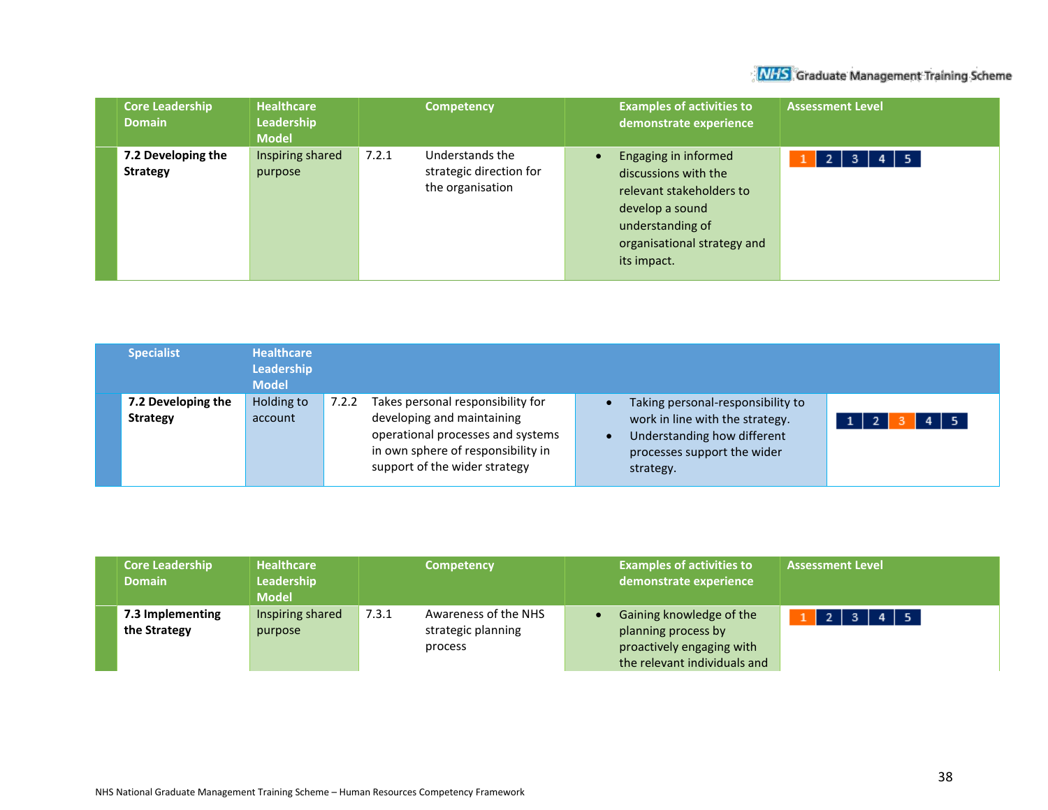| Core Leadership Domain | Healthcare Leadership Model | | Competency | Examples of activities to demonstrate experience | Assessment Level |
|---|---|---|---|---|---|
| **7.2 Developing the Strategy** | Inspiring shared purpose | 7.2.1 | Understands the strategic direction for the organisation | • Engaging in informed discussions with the relevant stakeholders to develop a sound understanding of organisational strategy and its impact. | **1** 2 3 4 5 |

| Specialist | Healthcare Leadership Model | | | | |
|---|---|---|---|---|---|
| **7.2 Developing the Strategy** | Holding to account | 7.2.2 | Takes personal responsibility for developing and maintaining operational processes and systems in own sphere of responsibility in support of the wider strategy | • Taking personal-responsibility to work in line with the strategy.<br>• Understanding how different processes support the wider strategy. | 1 2 **3** 4 5 |

| Core Leadership Domain | Healthcare Leadership Model | | Competency | Examples of activities to demonstrate experience | Assessment Level |
|---|---|---|---|---|---|
| **7.3 Implementing the Strategy** | Inspiring shared purpose | 7.3.1 | Awareness of the NHS strategic planning process | • Gaining knowledge of the planning process by proactively engaging with the relevant individuals and | **1** 2 3 4 5 |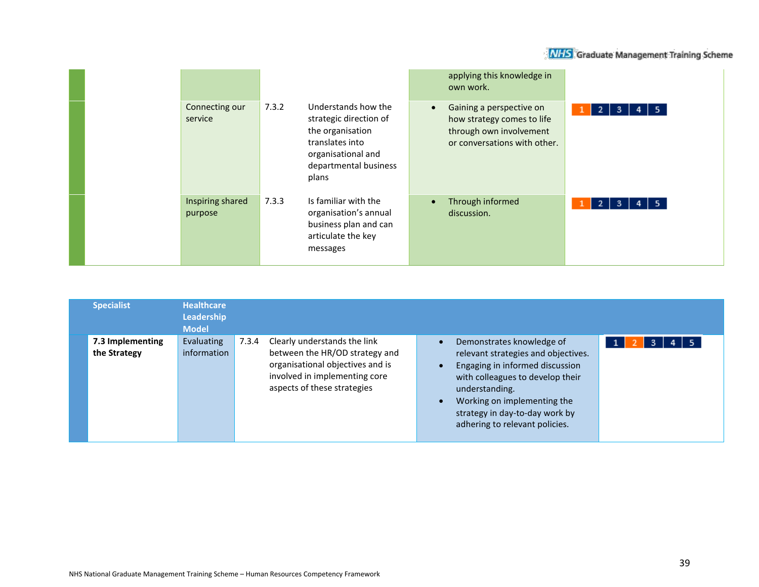| | | | | | |
|---|---|---|---|---|---|
| | | | | applying this knowledge in own work. | |
| | Connecting our service | 7.3.2 | Understands how the strategic direction of the organisation translates into organisational and departmental business plans | • Gaining a perspective on how strategy comes to life through own involvement or conversations with other. | 1 2 3 4 5 |
| | Inspiring shared purpose | 7.3.3 | Is familiar with the organisation's annual business plan and can articulate the key messages | • Through informed discussion. | 1 2 3 4 5 |

| Specialist | Healthcare Leadership Model | | | | |
|---|---|---|---|---|---|
| **7.3 Implementing the Strategy** | Evaluating information | 7.3.4 | Clearly understands the link between the HR/OD strategy and organisational objectives and is involved in implementing core aspects of these strategies | • Demonstrates knowledge of relevant strategies and objectives.<br>• Engaging in informed discussion with colleagues to develop their understanding.<br>• Working on implementing the strategy in day-to-day work by adhering to relevant policies. | 1 2 3 4 5 |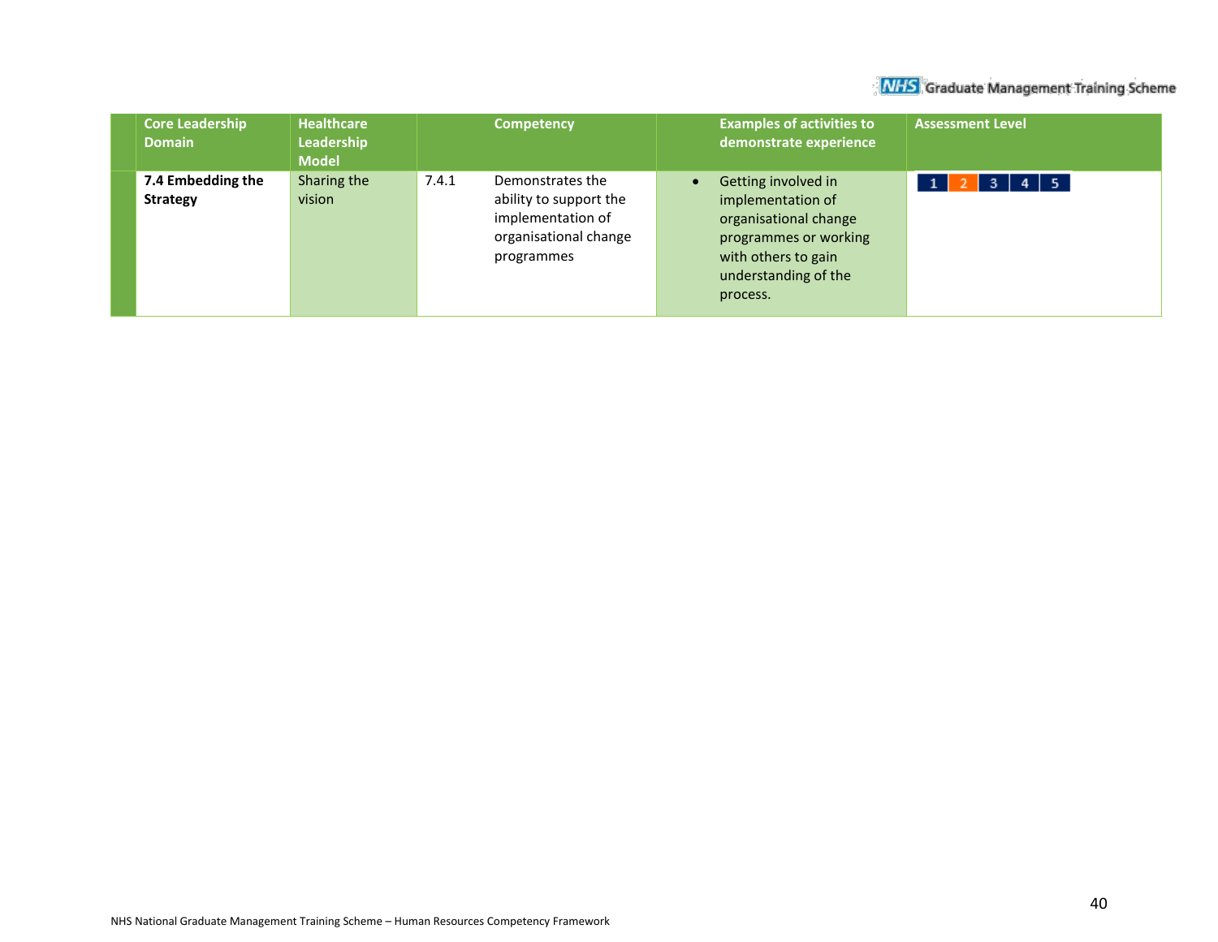| Core Leadership Domain | Healthcare Leadership Model | | Competency | Examples of activities to demonstrate experience | Assessment Level |
|---|---|---|---|---|---|
| **7.4 Embedding the Strategy** | Sharing the vision | 7.4.1 | Demonstrates the ability to support the implementation of organisational change programmes | • Getting involved in implementation of organisational change programmes or working with others to gain understanding of the process. | 1 2 3 4 5 |